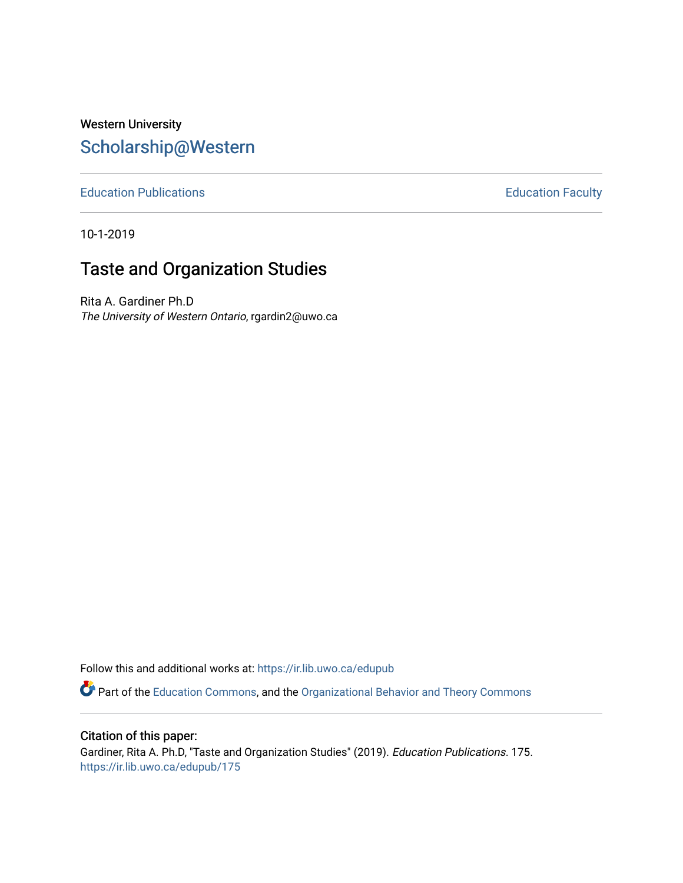Western University

Scholarship@Western

Education Publications

Education Faculty

10-1-2019

# Taste and Organization Studies

Rita A. Gardiner Ph.D

*The University of Western Ontario*, rgardin2@uwo.ca

Follow this and additional works at: https://ir.lib.uwo.ca/edupub

Part of the Education Commons, and the Organizational Behavior and Theory Commons

### Citation of this paper:

Gardiner, Rita A. Ph.D, "Taste and Organization Studies" (2019). *Education Publications*. 175.
https://ir.lib.uwo.ca/edupub/175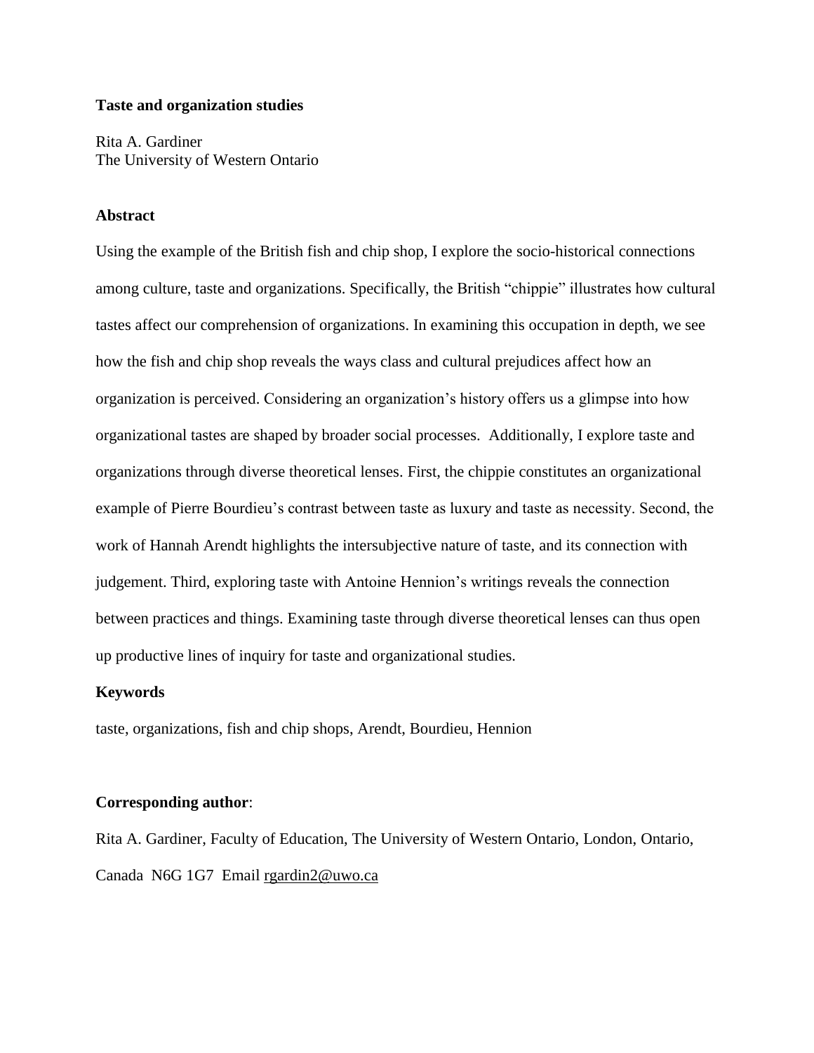**Taste and organization studies**

Rita A. Gardiner
The University of Western Ontario

**Abstract**

Using the example of the British fish and chip shop, I explore the socio-historical connections among culture, taste and organizations. Specifically, the British "chippie" illustrates how cultural tastes affect our comprehension of organizations. In examining this occupation in depth, we see how the fish and chip shop reveals the ways class and cultural prejudices affect how an organization is perceived. Considering an organization's history offers us a glimpse into how organizational tastes are shaped by broader social processes. Additionally, I explore taste and organizations through diverse theoretical lenses. First, the chippie constitutes an organizational example of Pierre Bourdieu's contrast between taste as luxury and taste as necessity. Second, the work of Hannah Arendt highlights the intersubjective nature of taste, and its connection with judgement. Third, exploring taste with Antoine Hennion's writings reveals the connection between practices and things. Examining taste through diverse theoretical lenses can thus open up productive lines of inquiry for taste and organizational studies.

**Keywords**

taste, organizations, fish and chip shops, Arendt, Bourdieu, Hennion

**Corresponding author**:

Rita A. Gardiner, Faculty of Education, The University of Western Ontario, London, Ontario, Canada N6G 1G7 Email rgardin2@uwo.ca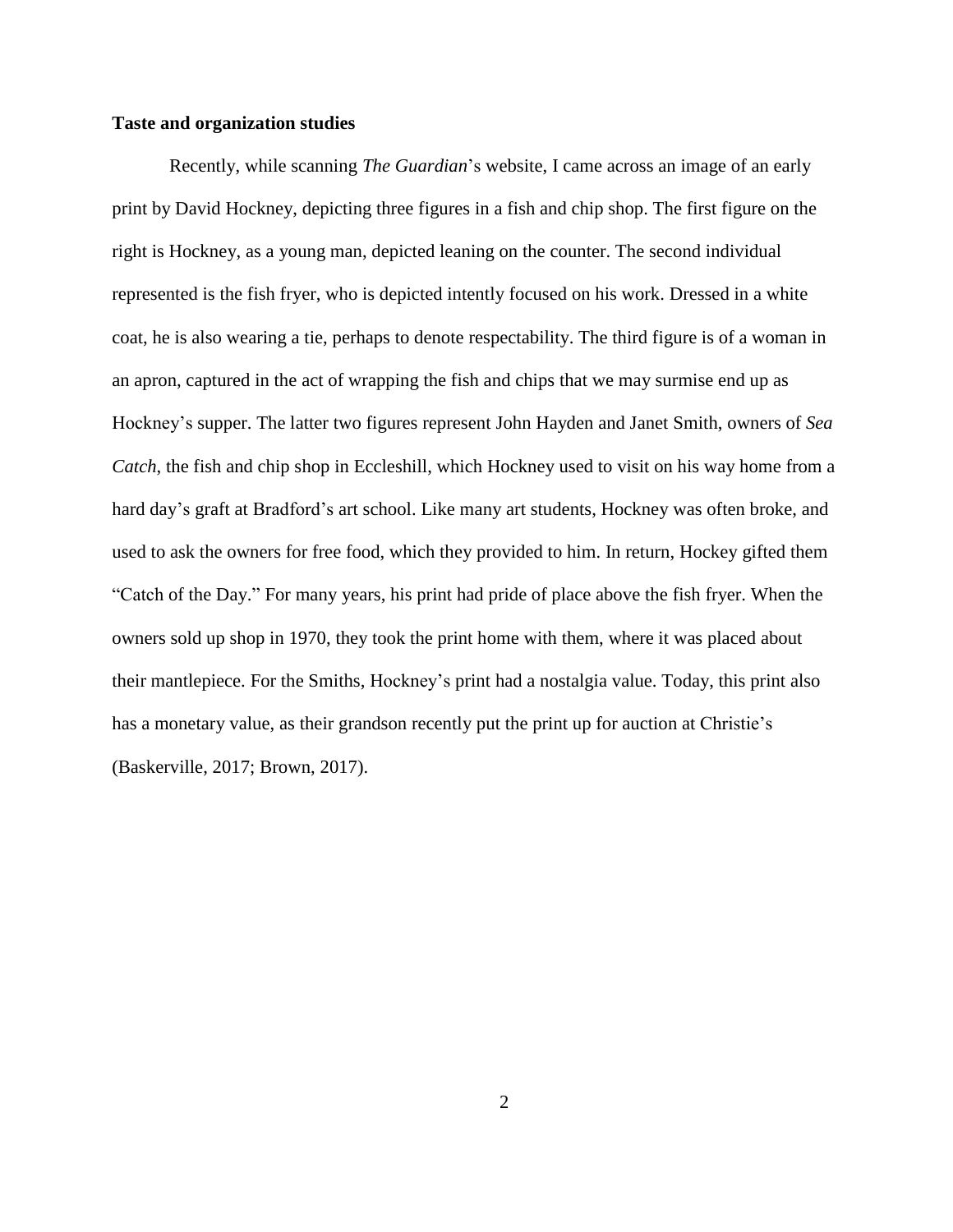**Taste and organization studies**

Recently, while scanning *The Guardian*'s website, I came across an image of an early print by David Hockney, depicting three figures in a fish and chip shop. The first figure on the right is Hockney, as a young man, depicted leaning on the counter. The second individual represented is the fish fryer, who is depicted intently focused on his work. Dressed in a white coat, he is also wearing a tie, perhaps to denote respectability. The third figure is of a woman in an apron, captured in the act of wrapping the fish and chips that we may surmise end up as Hockney's supper. The latter two figures represent John Hayden and Janet Smith, owners of *Sea Catch*, the fish and chip shop in Eccleshill, which Hockney used to visit on his way home from a hard day's graft at Bradford's art school. Like many art students, Hockney was often broke, and used to ask the owners for free food, which they provided to him. In return, Hockey gifted them "Catch of the Day." For many years, his print had pride of place above the fish fryer. When the owners sold up shop in 1970, they took the print home with them, where it was placed about their mantlepiece. For the Smiths, Hockney's print had a nostalgia value. Today, this print also has a monetary value, as their grandson recently put the print up for auction at Christie's (Baskerville, 2017; Brown, 2017).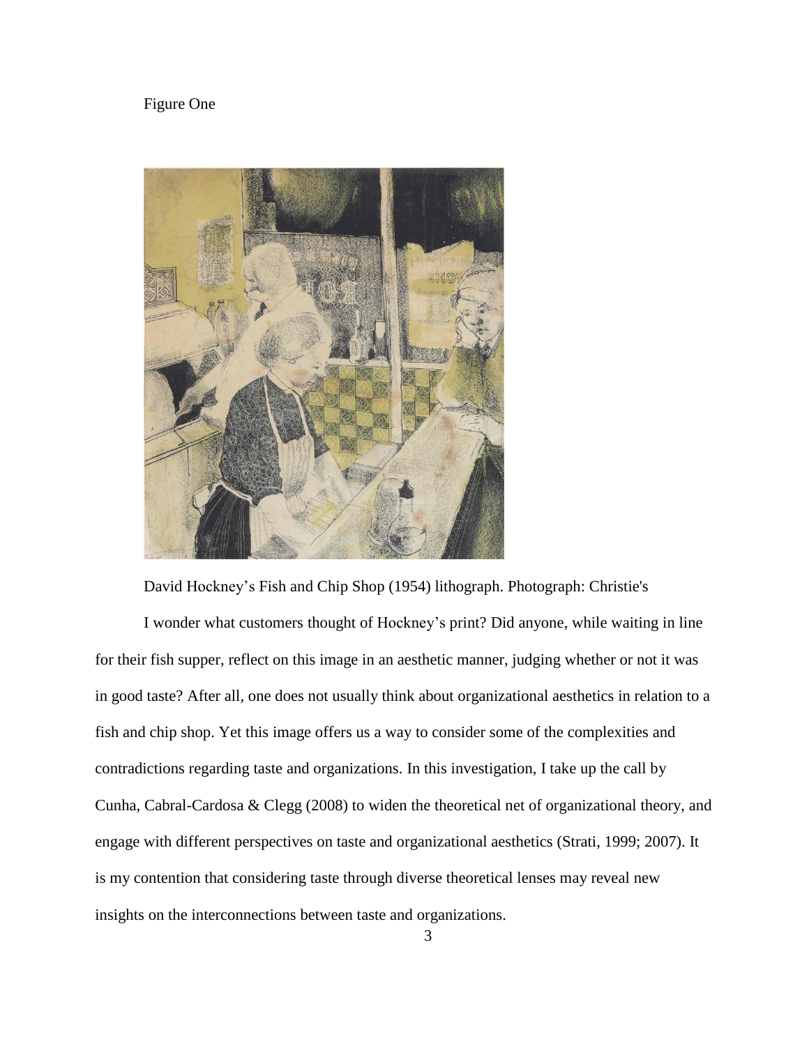Figure One

David Hockney's Fish and Chip Shop (1954) lithograph. Photograph: Christie's

I wonder what customers thought of Hockney's print? Did anyone, while waiting in line for their fish supper, reflect on this image in an aesthetic manner, judging whether or not it was in good taste? After all, one does not usually think about organizational aesthetics in relation to a fish and chip shop. Yet this image offers us a way to consider some of the complexities and contradictions regarding taste and organizations. In this investigation, I take up the call by Cunha, Cabral-Cardosa & Clegg (2008) to widen the theoretical net of organizational theory, and engage with different perspectives on taste and organizational aesthetics (Strati, 1999; 2007). It is my contention that considering taste through diverse theoretical lenses may reveal new insights on the interconnections between taste and organizations.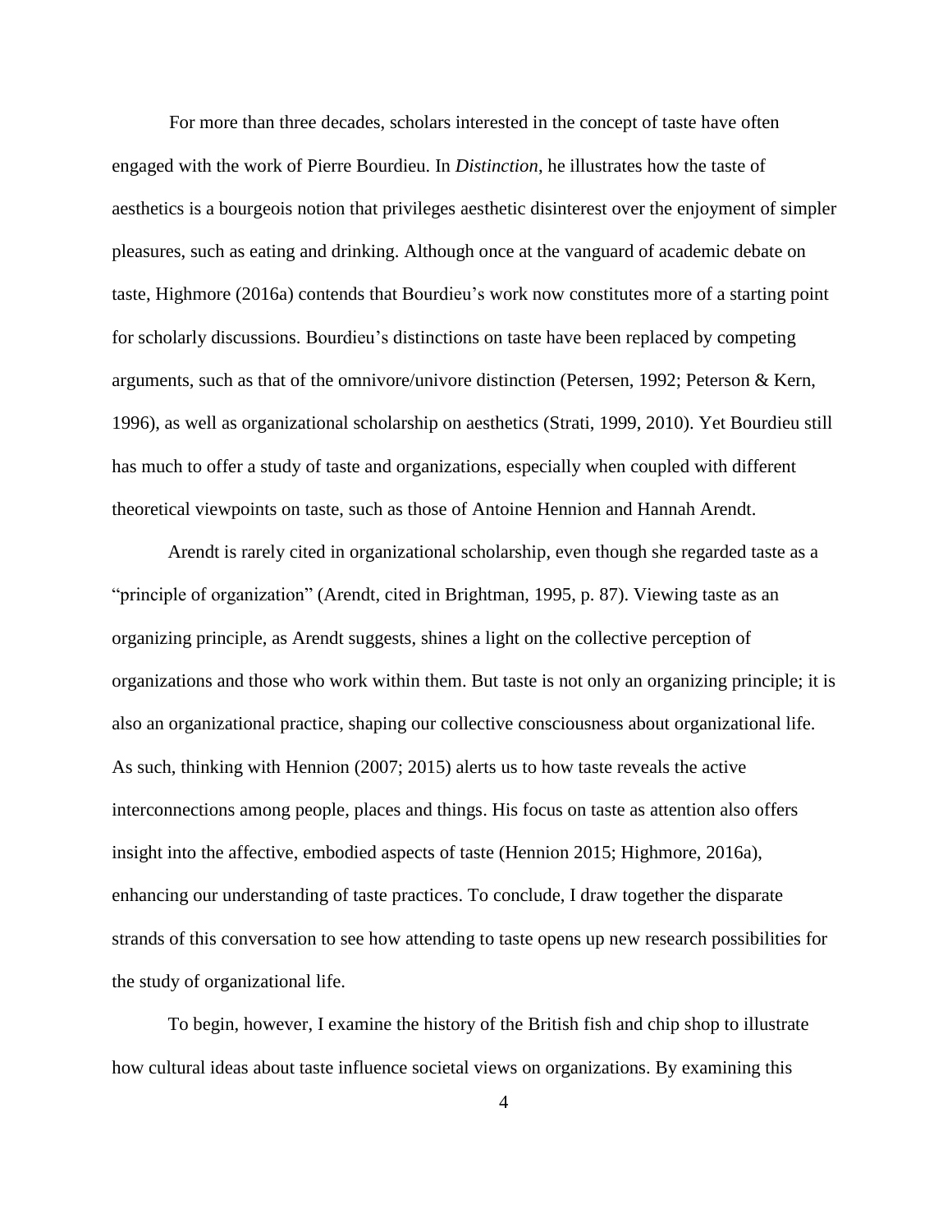For more than three decades, scholars interested in the concept of taste have often engaged with the work of Pierre Bourdieu. In *Distinction*, he illustrates how the taste of aesthetics is a bourgeois notion that privileges aesthetic disinterest over the enjoyment of simpler pleasures, such as eating and drinking. Although once at the vanguard of academic debate on taste, Highmore (2016a) contends that Bourdieu's work now constitutes more of a starting point for scholarly discussions. Bourdieu's distinctions on taste have been replaced by competing arguments, such as that of the omnivore/univore distinction (Petersen, 1992; Peterson & Kern, 1996), as well as organizational scholarship on aesthetics (Strati, 1999, 2010). Yet Bourdieu still has much to offer a study of taste and organizations, especially when coupled with different theoretical viewpoints on taste, such as those of Antoine Hennion and Hannah Arendt.

Arendt is rarely cited in organizational scholarship, even though she regarded taste as a "principle of organization" (Arendt, cited in Brightman, 1995, p. 87). Viewing taste as an organizing principle, as Arendt suggests, shines a light on the collective perception of organizations and those who work within them. But taste is not only an organizing principle; it is also an organizational practice, shaping our collective consciousness about organizational life. As such, thinking with Hennion (2007; 2015) alerts us to how taste reveals the active interconnections among people, places and things. His focus on taste as attention also offers insight into the affective, embodied aspects of taste (Hennion 2015; Highmore, 2016a), enhancing our understanding of taste practices. To conclude, I draw together the disparate strands of this conversation to see how attending to taste opens up new research possibilities for the study of organizational life.

To begin, however, I examine the history of the British fish and chip shop to illustrate how cultural ideas about taste influence societal views on organizations. By examining this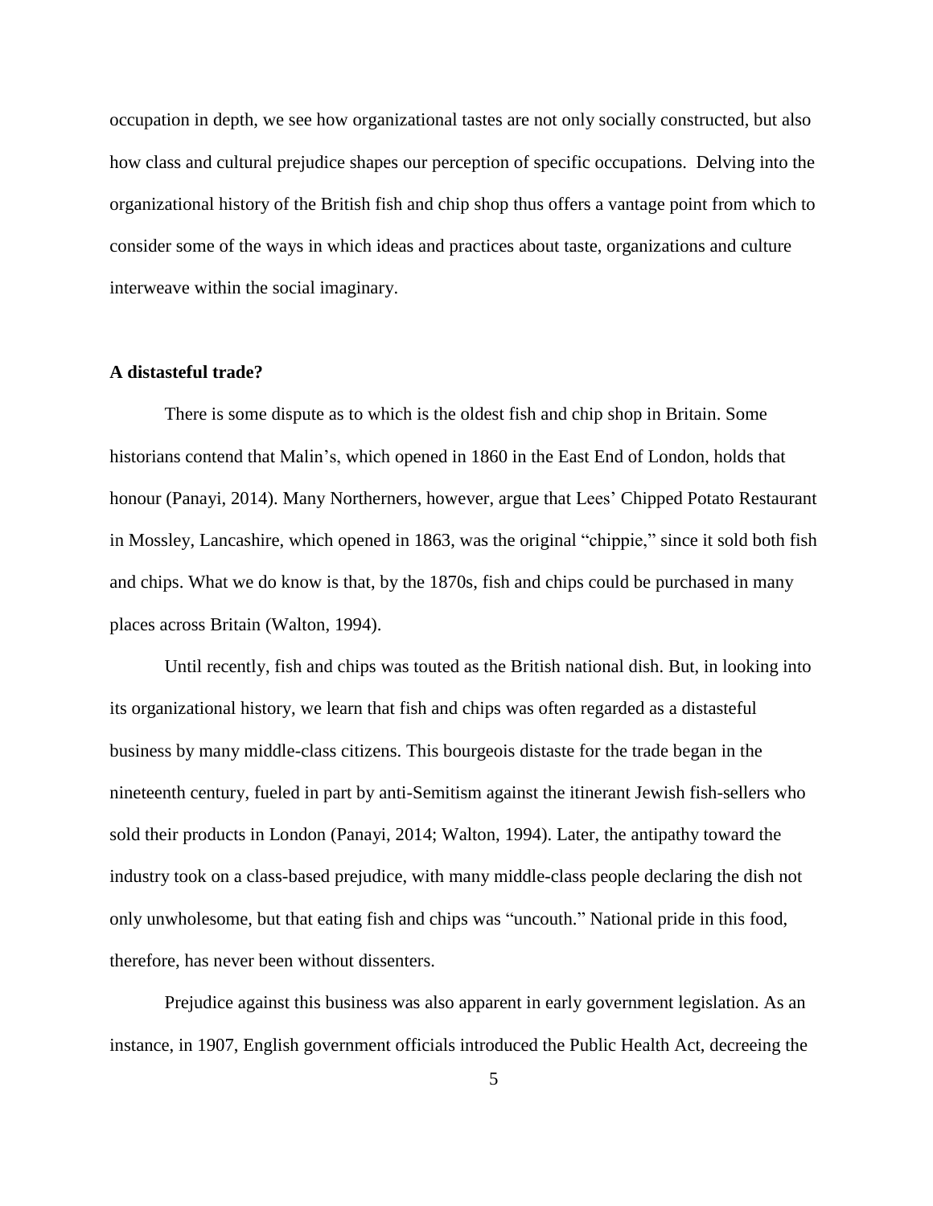occupation in depth, we see how organizational tastes are not only socially constructed, but also how class and cultural prejudice shapes our perception of specific occupations. Delving into the organizational history of the British fish and chip shop thus offers a vantage point from which to consider some of the ways in which ideas and practices about taste, organizations and culture interweave within the social imaginary.

## A distasteful trade?

There is some dispute as to which is the oldest fish and chip shop in Britain. Some historians contend that Malin's, which opened in 1860 in the East End of London, holds that honour (Panayi, 2014). Many Northerners, however, argue that Lees' Chipped Potato Restaurant in Mossley, Lancashire, which opened in 1863, was the original "chippie," since it sold both fish and chips. What we do know is that, by the 1870s, fish and chips could be purchased in many places across Britain (Walton, 1994).

Until recently, fish and chips was touted as the British national dish. But, in looking into its organizational history, we learn that fish and chips was often regarded as a distasteful business by many middle-class citizens. This bourgeois distaste for the trade began in the nineteenth century, fueled in part by anti-Semitism against the itinerant Jewish fish-sellers who sold their products in London (Panayi, 2014; Walton, 1994). Later, the antipathy toward the industry took on a class-based prejudice, with many middle-class people declaring the dish not only unwholesome, but that eating fish and chips was "uncouth." National pride in this food, therefore, has never been without dissenters.

Prejudice against this business was also apparent in early government legislation. As an instance, in 1907, English government officials introduced the Public Health Act, decreeing the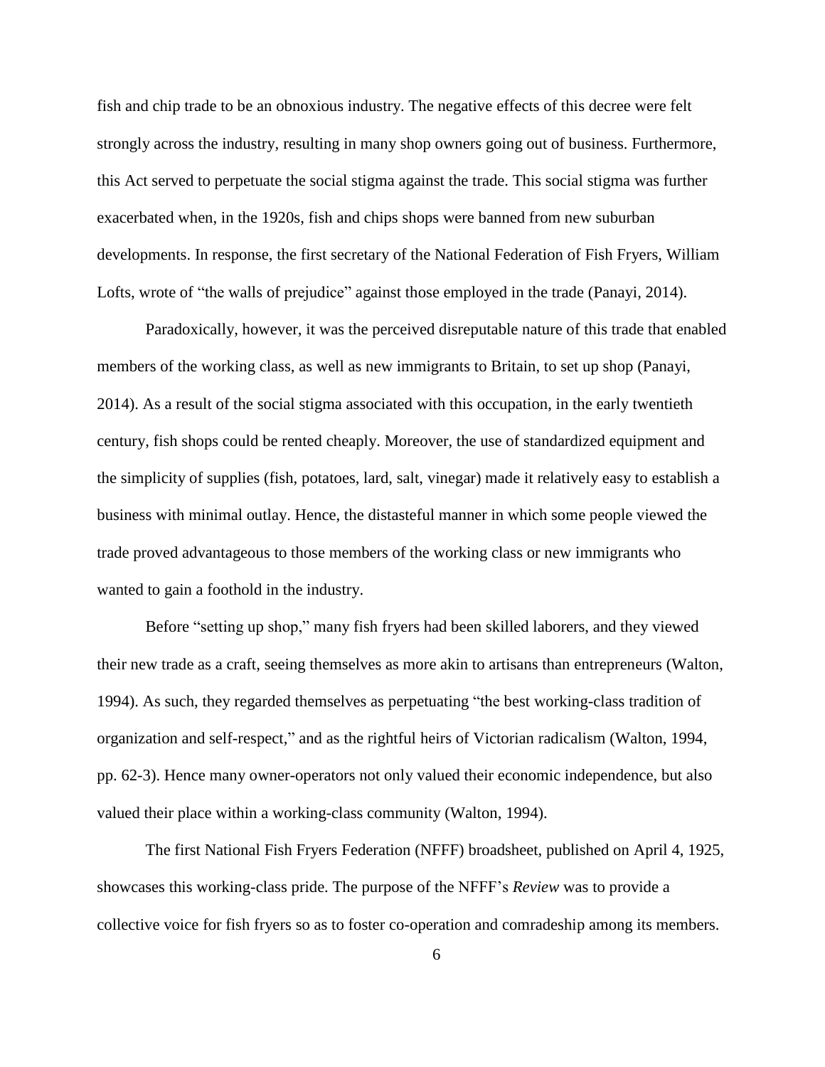fish and chip trade to be an obnoxious industry. The negative effects of this decree were felt strongly across the industry, resulting in many shop owners going out of business. Furthermore, this Act served to perpetuate the social stigma against the trade. This social stigma was further exacerbated when, in the 1920s, fish and chips shops were banned from new suburban developments. In response, the first secretary of the National Federation of Fish Fryers, William Lofts, wrote of "the walls of prejudice" against those employed in the trade (Panayi, 2014).

Paradoxically, however, it was the perceived disreputable nature of this trade that enabled members of the working class, as well as new immigrants to Britain, to set up shop (Panayi, 2014). As a result of the social stigma associated with this occupation, in the early twentieth century, fish shops could be rented cheaply. Moreover, the use of standardized equipment and the simplicity of supplies (fish, potatoes, lard, salt, vinegar) made it relatively easy to establish a business with minimal outlay. Hence, the distasteful manner in which some people viewed the trade proved advantageous to those members of the working class or new immigrants who wanted to gain a foothold in the industry.

Before "setting up shop," many fish fryers had been skilled laborers, and they viewed their new trade as a craft, seeing themselves as more akin to artisans than entrepreneurs (Walton, 1994). As such, they regarded themselves as perpetuating "the best working-class tradition of organization and self-respect," and as the rightful heirs of Victorian radicalism (Walton, 1994, pp. 62-3). Hence many owner-operators not only valued their economic independence, but also valued their place within a working-class community (Walton, 1994).

The first National Fish Fryers Federation (NFFF) broadsheet, published on April 4, 1925, showcases this working-class pride. The purpose of the NFFF's *Review* was to provide a collective voice for fish fryers so as to foster co-operation and comradeship among its members.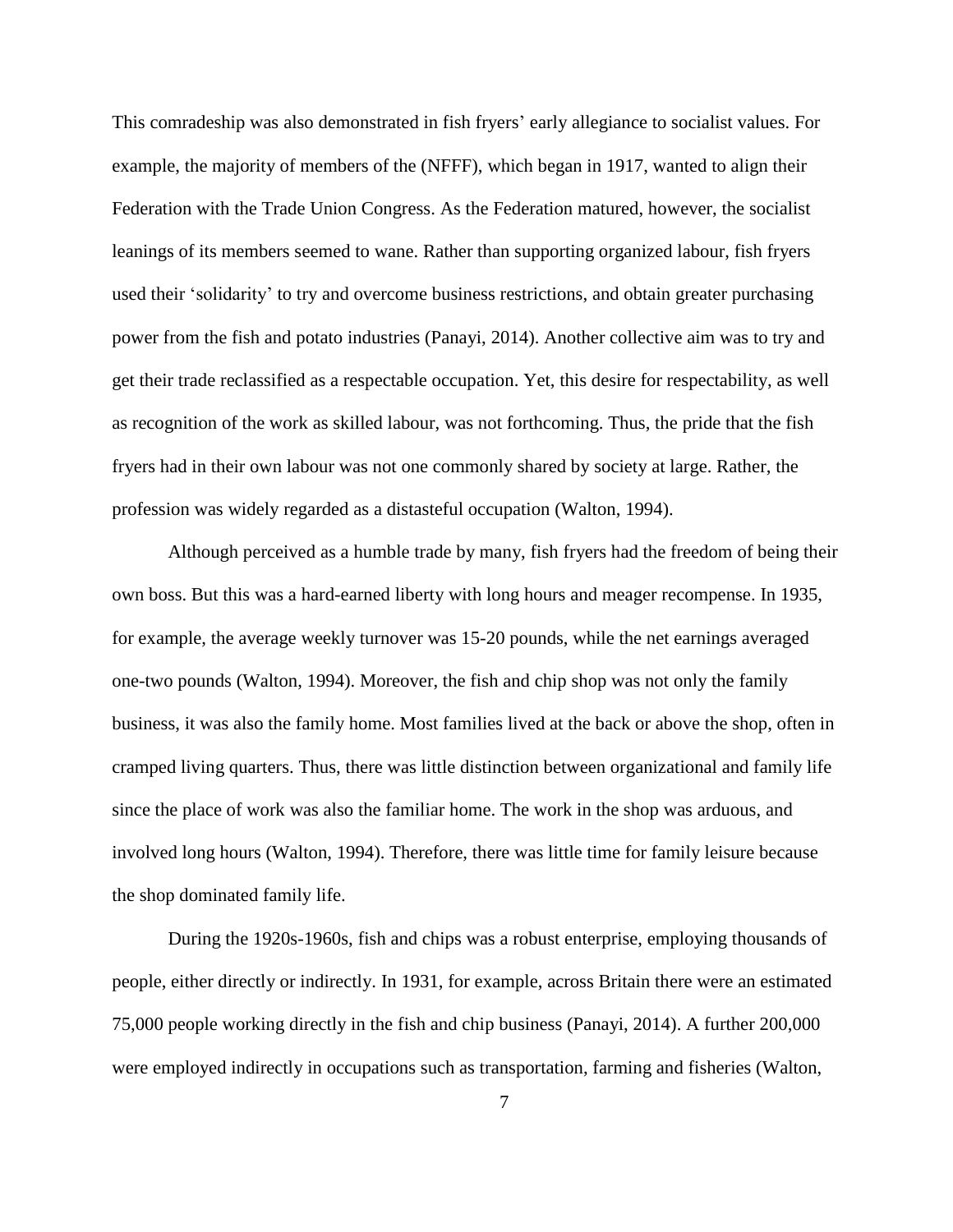This comradeship was also demonstrated in fish fryers' early allegiance to socialist values. For example, the majority of members of the (NFFF), which began in 1917, wanted to align their Federation with the Trade Union Congress. As the Federation matured, however, the socialist leanings of its members seemed to wane. Rather than supporting organized labour, fish fryers used their 'solidarity' to try and overcome business restrictions, and obtain greater purchasing power from the fish and potato industries (Panayi, 2014). Another collective aim was to try and get their trade reclassified as a respectable occupation. Yet, this desire for respectability, as well as recognition of the work as skilled labour, was not forthcoming. Thus, the pride that the fish fryers had in their own labour was not one commonly shared by society at large. Rather, the profession was widely regarded as a distasteful occupation (Walton, 1994).

Although perceived as a humble trade by many, fish fryers had the freedom of being their own boss. But this was a hard-earned liberty with long hours and meager recompense. In 1935, for example, the average weekly turnover was 15-20 pounds, while the net earnings averaged one-two pounds (Walton, 1994). Moreover, the fish and chip shop was not only the family business, it was also the family home. Most families lived at the back or above the shop, often in cramped living quarters. Thus, there was little distinction between organizational and family life since the place of work was also the familiar home. The work in the shop was arduous, and involved long hours (Walton, 1994). Therefore, there was little time for family leisure because the shop dominated family life.

During the 1920s-1960s, fish and chips was a robust enterprise, employing thousands of people, either directly or indirectly. In 1931, for example, across Britain there were an estimated 75,000 people working directly in the fish and chip business (Panayi, 2014). A further 200,000 were employed indirectly in occupations such as transportation, farming and fisheries (Walton,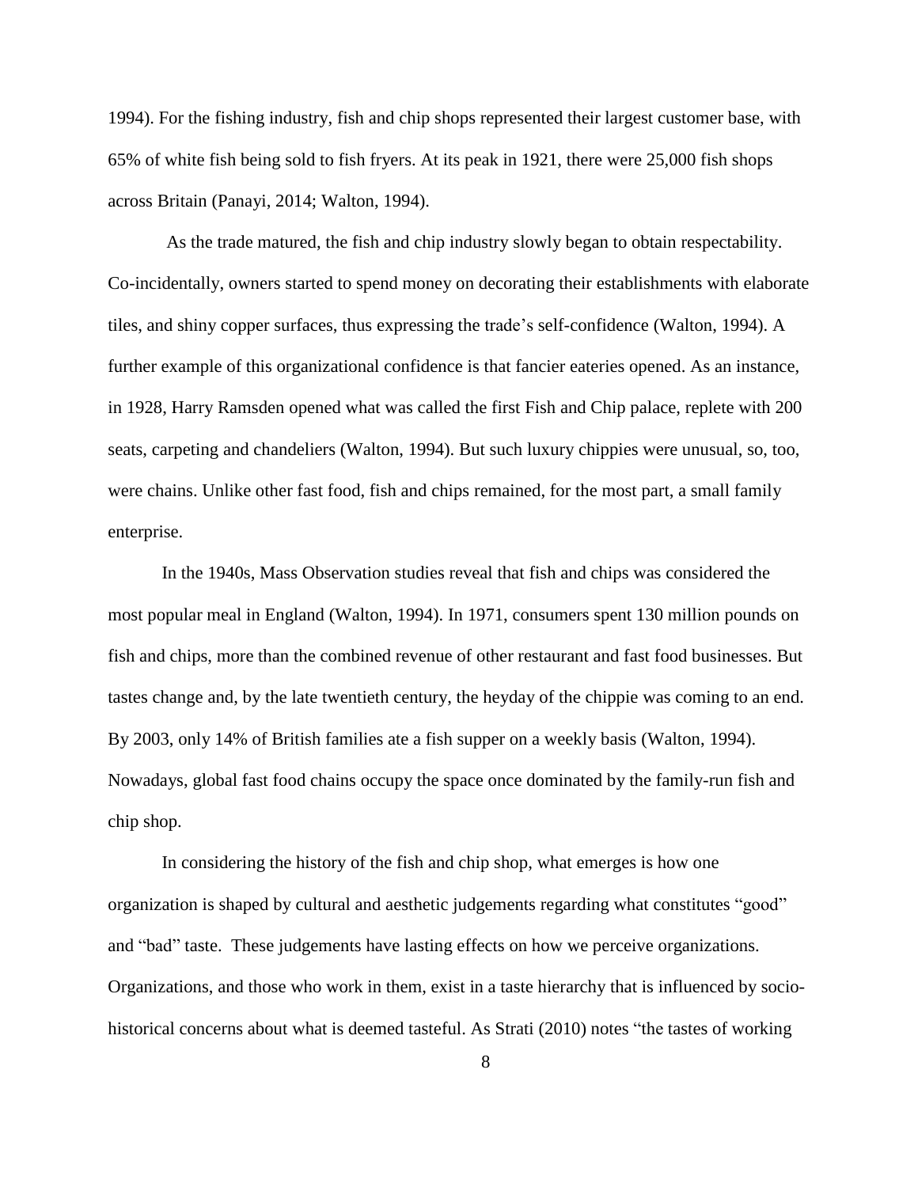1994). For the fishing industry, fish and chip shops represented their largest customer base, with 65% of white fish being sold to fish fryers. At its peak in 1921, there were 25,000 fish shops across Britain (Panayi, 2014; Walton, 1994).

As the trade matured, the fish and chip industry slowly began to obtain respectability. Co-incidentally, owners started to spend money on decorating their establishments with elaborate tiles, and shiny copper surfaces, thus expressing the trade's self-confidence (Walton, 1994). A further example of this organizational confidence is that fancier eateries opened. As an instance, in 1928, Harry Ramsden opened what was called the first Fish and Chip palace, replete with 200 seats, carpeting and chandeliers (Walton, 1994). But such luxury chippies were unusual, so, too, were chains. Unlike other fast food, fish and chips remained, for the most part, a small family enterprise.

In the 1940s, Mass Observation studies reveal that fish and chips was considered the most popular meal in England (Walton, 1994). In 1971, consumers spent 130 million pounds on fish and chips, more than the combined revenue of other restaurant and fast food businesses. But tastes change and, by the late twentieth century, the heyday of the chippie was coming to an end. By 2003, only 14% of British families ate a fish supper on a weekly basis (Walton, 1994). Nowadays, global fast food chains occupy the space once dominated by the family-run fish and chip shop.

In considering the history of the fish and chip shop, what emerges is how one organization is shaped by cultural and aesthetic judgements regarding what constitutes "good" and "bad" taste. These judgements have lasting effects on how we perceive organizations. Organizations, and those who work in them, exist in a taste hierarchy that is influenced by socio-historical concerns about what is deemed tasteful. As Strati (2010) notes "the tastes of working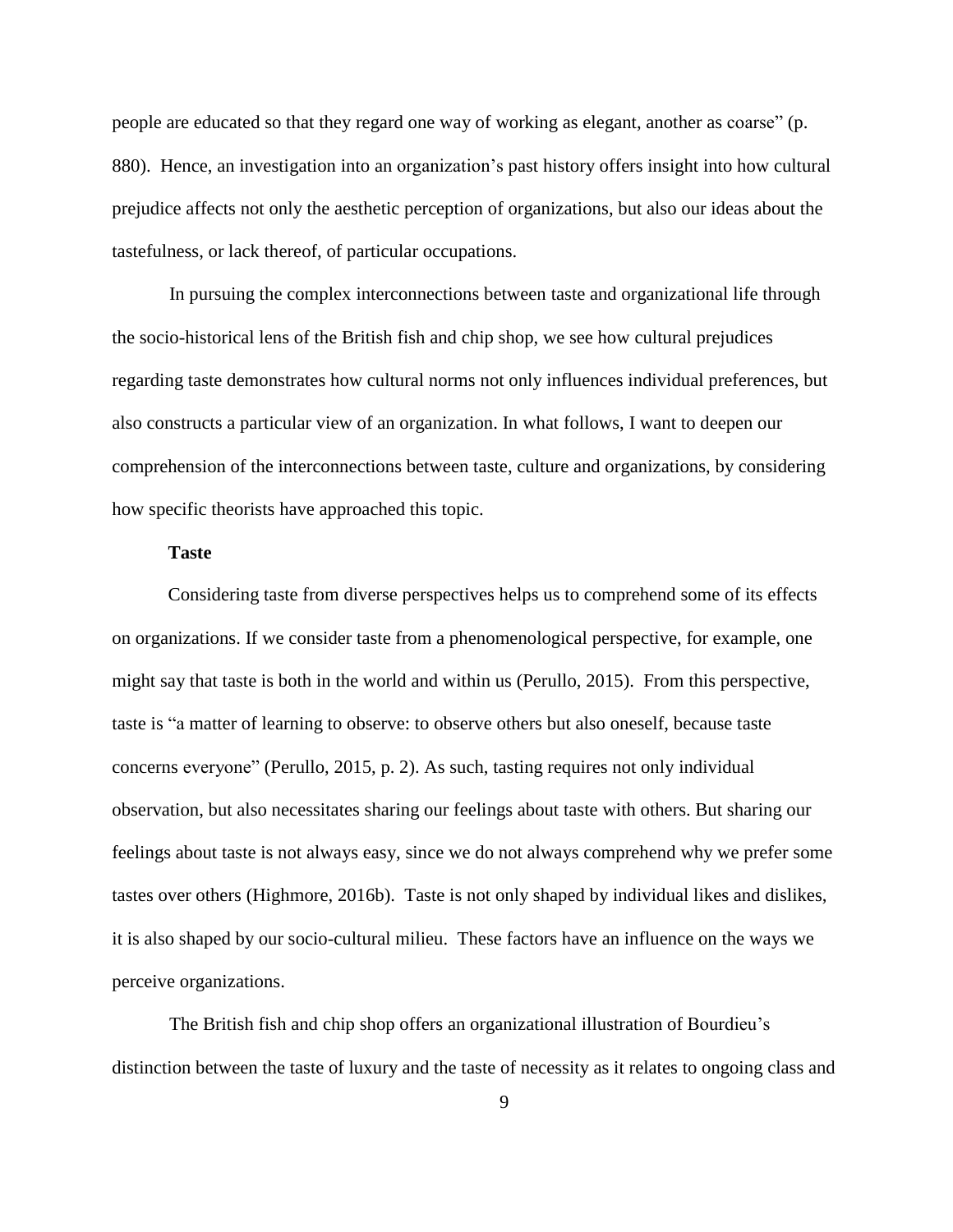people are educated so that they regard one way of working as elegant, another as coarse" (p. 880). Hence, an investigation into an organization's past history offers insight into how cultural prejudice affects not only the aesthetic perception of organizations, but also our ideas about the tastefulness, or lack thereof, of particular occupations.

In pursuing the complex interconnections between taste and organizational life through the socio-historical lens of the British fish and chip shop, we see how cultural prejudices regarding taste demonstrates how cultural norms not only influences individual preferences, but also constructs a particular view of an organization. In what follows, I want to deepen our comprehension of the interconnections between taste, culture and organizations, by considering how specific theorists have approached this topic.

**Taste**

Considering taste from diverse perspectives helps us to comprehend some of its effects on organizations. If we consider taste from a phenomenological perspective, for example, one might say that taste is both in the world and within us (Perullo, 2015). From this perspective, taste is "a matter of learning to observe: to observe others but also oneself, because taste concerns everyone" (Perullo, 2015, p. 2). As such, tasting requires not only individual observation, but also necessitates sharing our feelings about taste with others. But sharing our feelings about taste is not always easy, since we do not always comprehend why we prefer some tastes over others (Highmore, 2016b). Taste is not only shaped by individual likes and dislikes, it is also shaped by our socio-cultural milieu. These factors have an influence on the ways we perceive organizations.

The British fish and chip shop offers an organizational illustration of Bourdieu's distinction between the taste of luxury and the taste of necessity as it relates to ongoing class and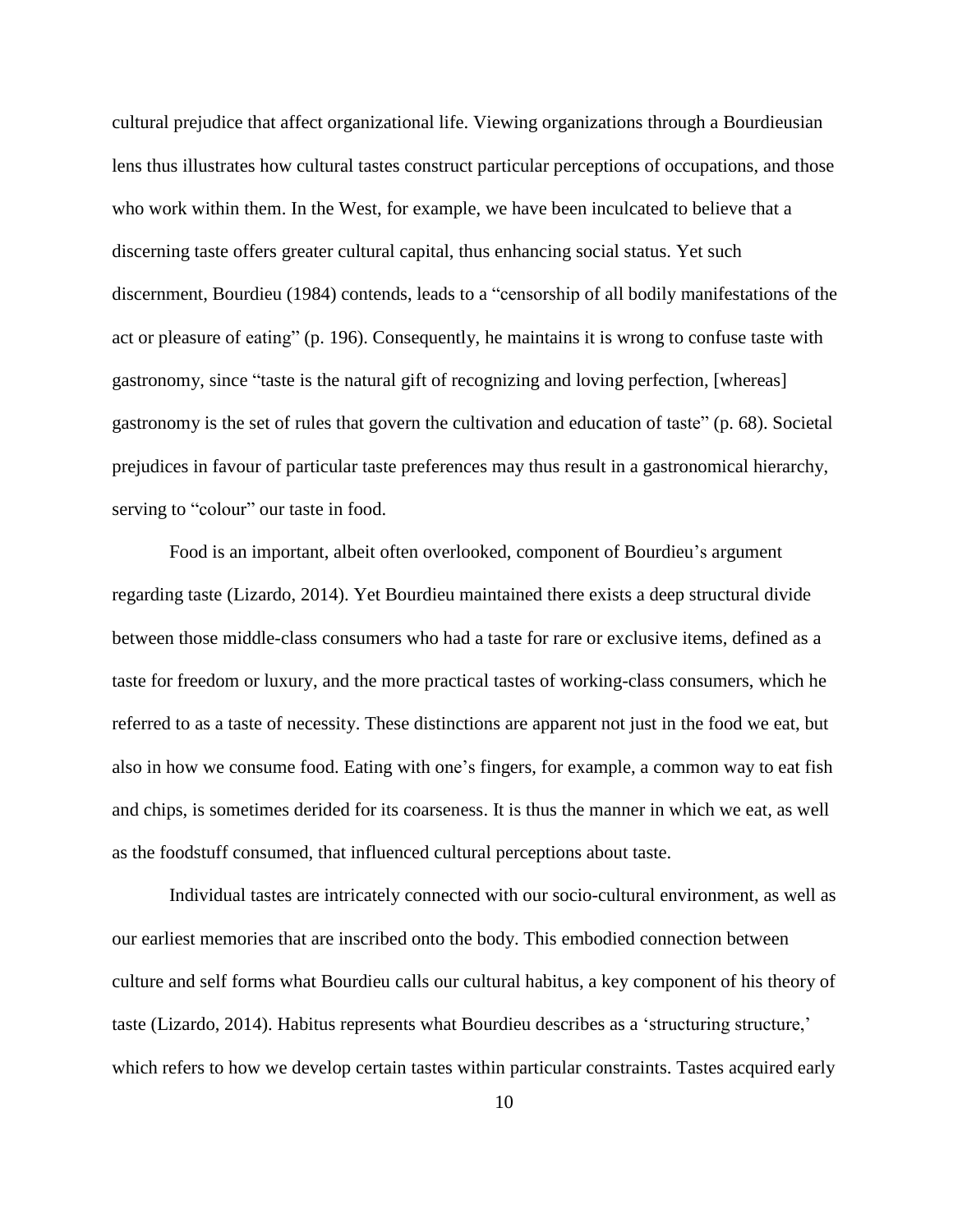cultural prejudice that affect organizational life. Viewing organizations through a Bourdieusian lens thus illustrates how cultural tastes construct particular perceptions of occupations, and those who work within them. In the West, for example, we have been inculcated to believe that a discerning taste offers greater cultural capital, thus enhancing social status. Yet such discernment, Bourdieu (1984) contends, leads to a "censorship of all bodily manifestations of the act or pleasure of eating" (p. 196). Consequently, he maintains it is wrong to confuse taste with gastronomy, since "taste is the natural gift of recognizing and loving perfection, [whereas] gastronomy is the set of rules that govern the cultivation and education of taste" (p. 68). Societal prejudices in favour of particular taste preferences may thus result in a gastronomical hierarchy, serving to "colour" our taste in food.

Food is an important, albeit often overlooked, component of Bourdieu's argument regarding taste (Lizardo, 2014). Yet Bourdieu maintained there exists a deep structural divide between those middle-class consumers who had a taste for rare or exclusive items, defined as a taste for freedom or luxury, and the more practical tastes of working-class consumers, which he referred to as a taste of necessity. These distinctions are apparent not just in the food we eat, but also in how we consume food. Eating with one's fingers, for example, a common way to eat fish and chips, is sometimes derided for its coarseness. It is thus the manner in which we eat, as well as the foodstuff consumed, that influenced cultural perceptions about taste.

Individual tastes are intricately connected with our socio-cultural environment, as well as our earliest memories that are inscribed onto the body. This embodied connection between culture and self forms what Bourdieu calls our cultural habitus, a key component of his theory of taste (Lizardo, 2014). Habitus represents what Bourdieu describes as a 'structuring structure,' which refers to how we develop certain tastes within particular constraints. Tastes acquired early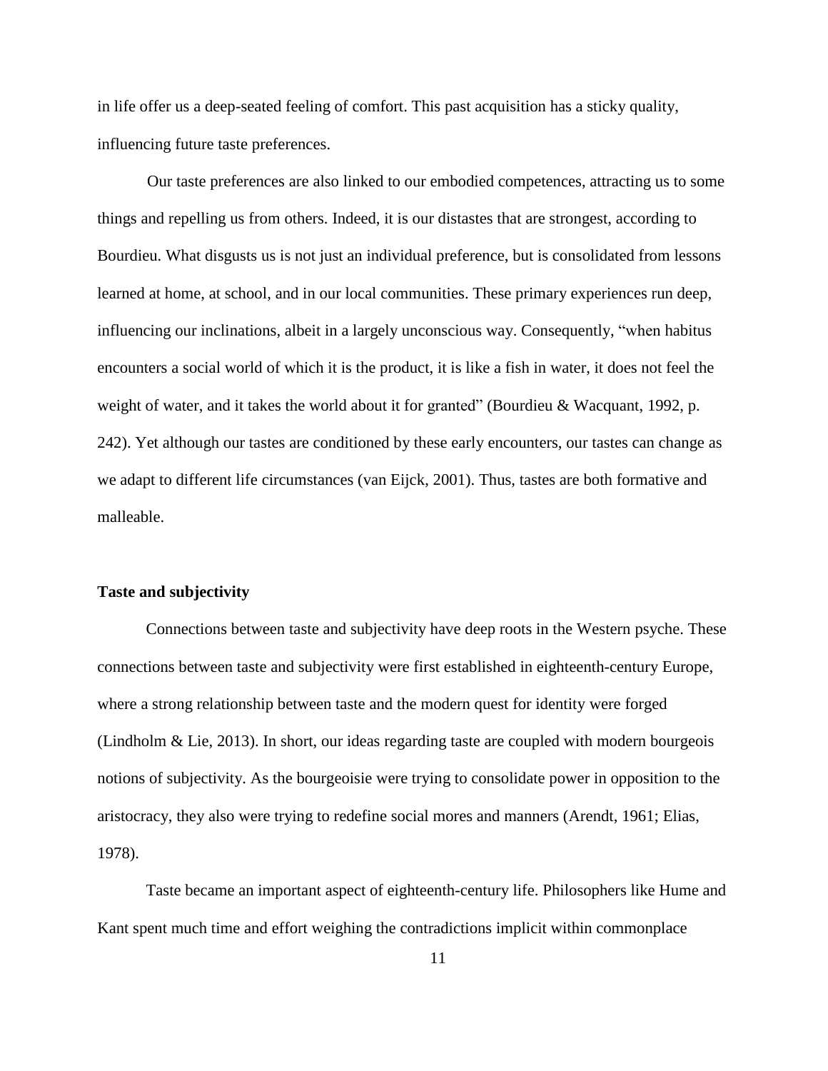in life offer us a deep-seated feeling of comfort. This past acquisition has a sticky quality, influencing future taste preferences.

Our taste preferences are also linked to our embodied competences, attracting us to some things and repelling us from others. Indeed, it is our distastes that are strongest, according to Bourdieu. What disgusts us is not just an individual preference, but is consolidated from lessons learned at home, at school, and in our local communities. These primary experiences run deep, influencing our inclinations, albeit in a largely unconscious way. Consequently, "when habitus encounters a social world of which it is the product, it is like a fish in water, it does not feel the weight of water, and it takes the world about it for granted" (Bourdieu & Wacquant, 1992, p. 242). Yet although our tastes are conditioned by these early encounters, our tastes can change as we adapt to different life circumstances (van Eijck, 2001). Thus, tastes are both formative and malleable.

### Taste and subjectivity

Connections between taste and subjectivity have deep roots in the Western psyche. These connections between taste and subjectivity were first established in eighteenth-century Europe, where a strong relationship between taste and the modern quest for identity were forged (Lindholm & Lie, 2013). In short, our ideas regarding taste are coupled with modern bourgeois notions of subjectivity. As the bourgeoisie were trying to consolidate power in opposition to the aristocracy, they also were trying to redefine social mores and manners (Arendt, 1961; Elias, 1978).

Taste became an important aspect of eighteenth-century life. Philosophers like Hume and Kant spent much time and effort weighing the contradictions implicit within commonplace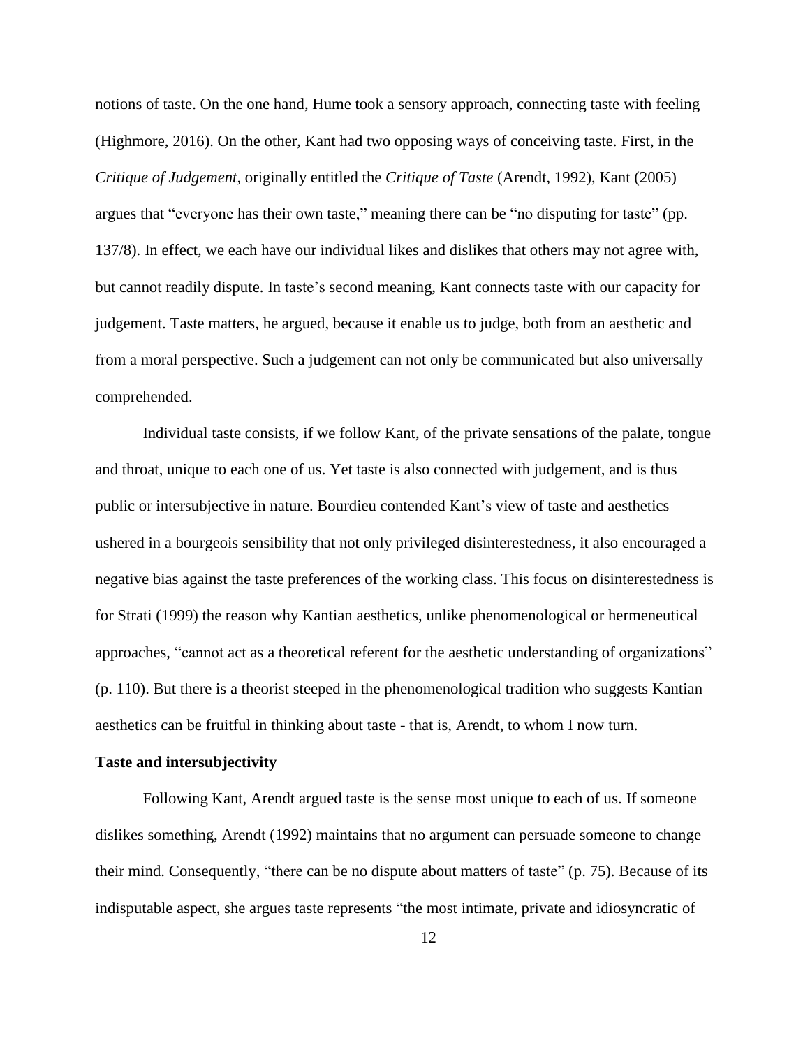notions of taste. On the one hand, Hume took a sensory approach, connecting taste with feeling (Highmore, 2016). On the other, Kant had two opposing ways of conceiving taste. First, in the *Critique of Judgement*, originally entitled the *Critique of Taste* (Arendt, 1992), Kant (2005) argues that "everyone has their own taste," meaning there can be "no disputing for taste" (pp. 137/8). In effect, we each have our individual likes and dislikes that others may not agree with, but cannot readily dispute. In taste's second meaning, Kant connects taste with our capacity for judgement. Taste matters, he argued, because it enable us to judge, both from an aesthetic and from a moral perspective. Such a judgement can not only be communicated but also universally comprehended.

Individual taste consists, if we follow Kant, of the private sensations of the palate, tongue and throat, unique to each one of us. Yet taste is also connected with judgement, and is thus public or intersubjective in nature. Bourdieu contended Kant's view of taste and aesthetics ushered in a bourgeois sensibility that not only privileged disinterestedness, it also encouraged a negative bias against the taste preferences of the working class. This focus on disinterestedness is for Strati (1999) the reason why Kantian aesthetics, unlike phenomenological or hermeneutical approaches, "cannot act as a theoretical referent for the aesthetic understanding of organizations" (p. 110). But there is a theorist steeped in the phenomenological tradition who suggests Kantian aesthetics can be fruitful in thinking about taste - that is, Arendt, to whom I now turn.

**Taste and intersubjectivity**

Following Kant, Arendt argued taste is the sense most unique to each of us. If someone dislikes something, Arendt (1992) maintains that no argument can persuade someone to change their mind. Consequently, "there can be no dispute about matters of taste" (p. 75). Because of its indisputable aspect, she argues taste represents "the most intimate, private and idiosyncratic of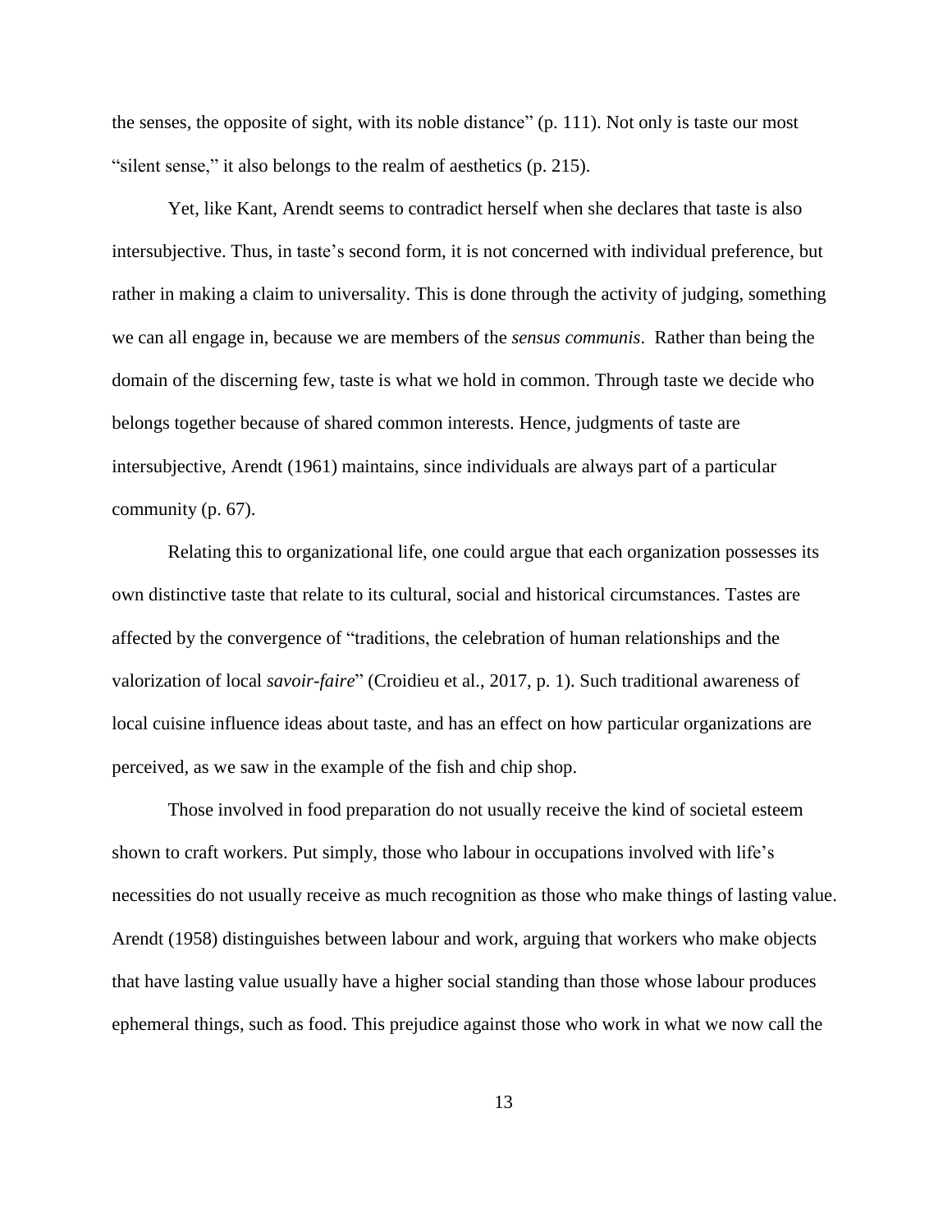the senses, the opposite of sight, with its noble distance" (p. 111). Not only is taste our most "silent sense," it also belongs to the realm of aesthetics (p. 215).

Yet, like Kant, Arendt seems to contradict herself when she declares that taste is also intersubjective. Thus, in taste's second form, it is not concerned with individual preference, but rather in making a claim to universality. This is done through the activity of judging, something we can all engage in, because we are members of the *sensus communis*. Rather than being the domain of the discerning few, taste is what we hold in common. Through taste we decide who belongs together because of shared common interests. Hence, judgments of taste are intersubjective, Arendt (1961) maintains, since individuals are always part of a particular community (p. 67).

Relating this to organizational life, one could argue that each organization possesses its own distinctive taste that relate to its cultural, social and historical circumstances. Tastes are affected by the convergence of "traditions, the celebration of human relationships and the valorization of local *savoir-faire*" (Croidieu et al., 2017, p. 1). Such traditional awareness of local cuisine influence ideas about taste, and has an effect on how particular organizations are perceived, as we saw in the example of the fish and chip shop.

Those involved in food preparation do not usually receive the kind of societal esteem shown to craft workers. Put simply, those who labour in occupations involved with life's necessities do not usually receive as much recognition as those who make things of lasting value. Arendt (1958) distinguishes between labour and work, arguing that workers who make objects that have lasting value usually have a higher social standing than those whose labour produces ephemeral things, such as food. This prejudice against those who work in what we now call the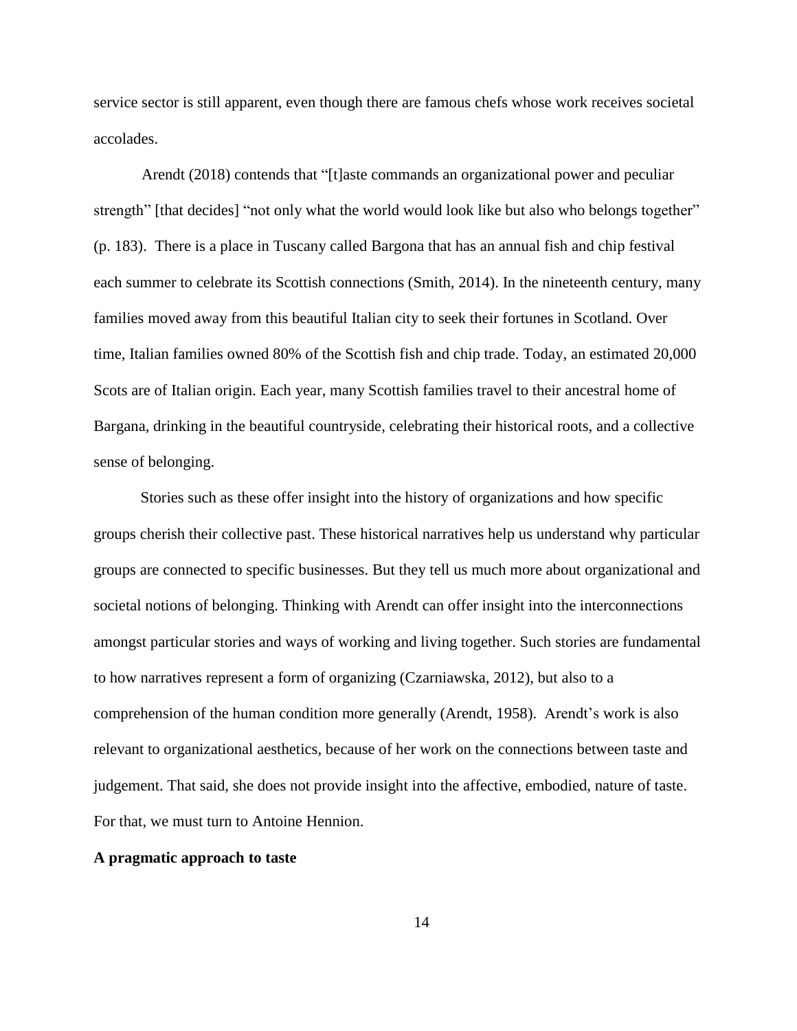service sector is still apparent, even though there are famous chefs whose work receives societal accolades.

Arendt (2018) contends that "[t]aste commands an organizational power and peculiar strength" [that decides] "not only what the world would look like but also who belongs together" (p. 183). There is a place in Tuscany called Bargona that has an annual fish and chip festival each summer to celebrate its Scottish connections (Smith, 2014). In the nineteenth century, many families moved away from this beautiful Italian city to seek their fortunes in Scotland. Over time, Italian families owned 80% of the Scottish fish and chip trade. Today, an estimated 20,000 Scots are of Italian origin. Each year, many Scottish families travel to their ancestral home of Bargana, drinking in the beautiful countryside, celebrating their historical roots, and a collective sense of belonging.

Stories such as these offer insight into the history of organizations and how specific groups cherish their collective past. These historical narratives help us understand why particular groups are connected to specific businesses. But they tell us much more about organizational and societal notions of belonging. Thinking with Arendt can offer insight into the interconnections amongst particular stories and ways of working and living together. Such stories are fundamental to how narratives represent a form of organizing (Czarniawska, 2012), but also to a comprehension of the human condition more generally (Arendt, 1958). Arendt's work is also relevant to organizational aesthetics, because of her work on the connections between taste and judgement. That said, she does not provide insight into the affective, embodied, nature of taste. For that, we must turn to Antoine Hennion.

**A pragmatic approach to taste**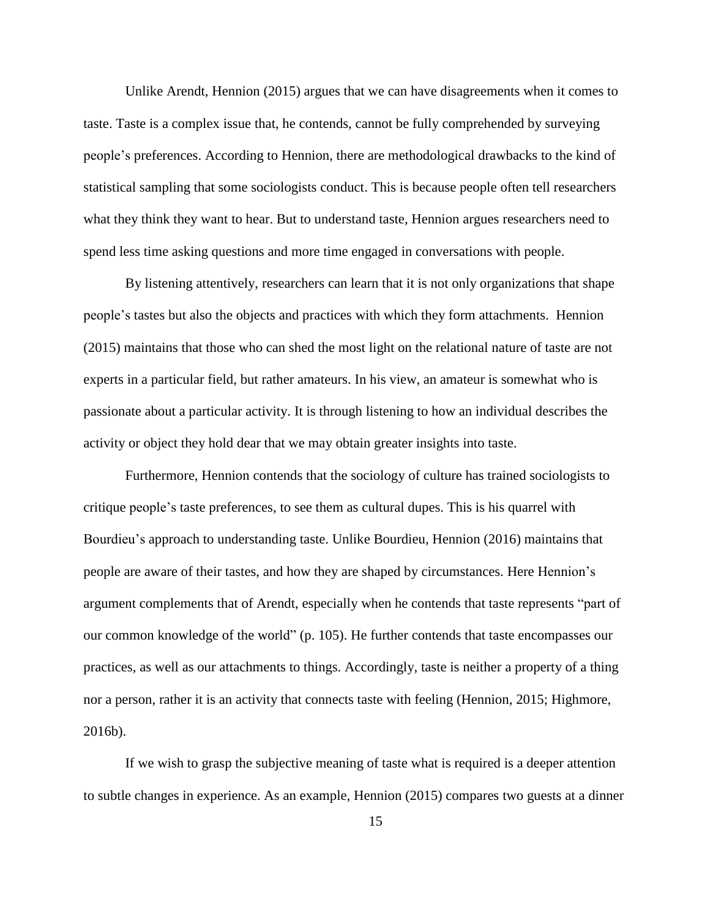Unlike Arendt, Hennion (2015) argues that we can have disagreements when it comes to taste. Taste is a complex issue that, he contends, cannot be fully comprehended by surveying people's preferences. According to Hennion, there are methodological drawbacks to the kind of statistical sampling that some sociologists conduct. This is because people often tell researchers what they think they want to hear. But to understand taste, Hennion argues researchers need to spend less time asking questions and more time engaged in conversations with people.

By listening attentively, researchers can learn that it is not only organizations that shape people's tastes but also the objects and practices with which they form attachments. Hennion (2015) maintains that those who can shed the most light on the relational nature of taste are not experts in a particular field, but rather amateurs. In his view, an amateur is somewhat who is passionate about a particular activity. It is through listening to how an individual describes the activity or object they hold dear that we may obtain greater insights into taste.

Furthermore, Hennion contends that the sociology of culture has trained sociologists to critique people's taste preferences, to see them as cultural dupes. This is his quarrel with Bourdieu's approach to understanding taste. Unlike Bourdieu, Hennion (2016) maintains that people are aware of their tastes, and how they are shaped by circumstances. Here Hennion's argument complements that of Arendt, especially when he contends that taste represents "part of our common knowledge of the world" (p. 105). He further contends that taste encompasses our practices, as well as our attachments to things. Accordingly, taste is neither a property of a thing nor a person, rather it is an activity that connects taste with feeling (Hennion, 2015; Highmore, 2016b).

If we wish to grasp the subjective meaning of taste what is required is a deeper attention to subtle changes in experience. As an example, Hennion (2015) compares two guests at a dinner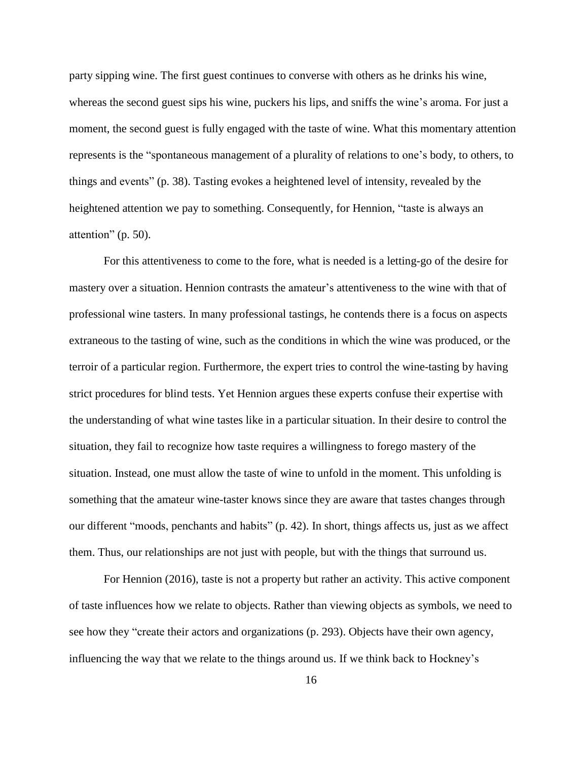party sipping wine. The first guest continues to converse with others as he drinks his wine, whereas the second guest sips his wine, puckers his lips, and sniffs the wine's aroma. For just a moment, the second guest is fully engaged with the taste of wine. What this momentary attention represents is the "spontaneous management of a plurality of relations to one's body, to others, to things and events" (p. 38). Tasting evokes a heightened level of intensity, revealed by the heightened attention we pay to something. Consequently, for Hennion, "taste is always an attention" (p. 50).

For this attentiveness to come to the fore, what is needed is a letting-go of the desire for mastery over a situation. Hennion contrasts the amateur's attentiveness to the wine with that of professional wine tasters. In many professional tastings, he contends there is a focus on aspects extraneous to the tasting of wine, such as the conditions in which the wine was produced, or the terroir of a particular region. Furthermore, the expert tries to control the wine-tasting by having strict procedures for blind tests. Yet Hennion argues these experts confuse their expertise with the understanding of what wine tastes like in a particular situation. In their desire to control the situation, they fail to recognize how taste requires a willingness to forego mastery of the situation. Instead, one must allow the taste of wine to unfold in the moment. This unfolding is something that the amateur wine-taster knows since they are aware that tastes changes through our different "moods, penchants and habits" (p. 42). In short, things affects us, just as we affect them. Thus, our relationships are not just with people, but with the things that surround us.

For Hennion (2016), taste is not a property but rather an activity. This active component of taste influences how we relate to objects. Rather than viewing objects as symbols, we need to see how they "create their actors and organizations (p. 293). Objects have their own agency, influencing the way that we relate to the things around us. If we think back to Hockney's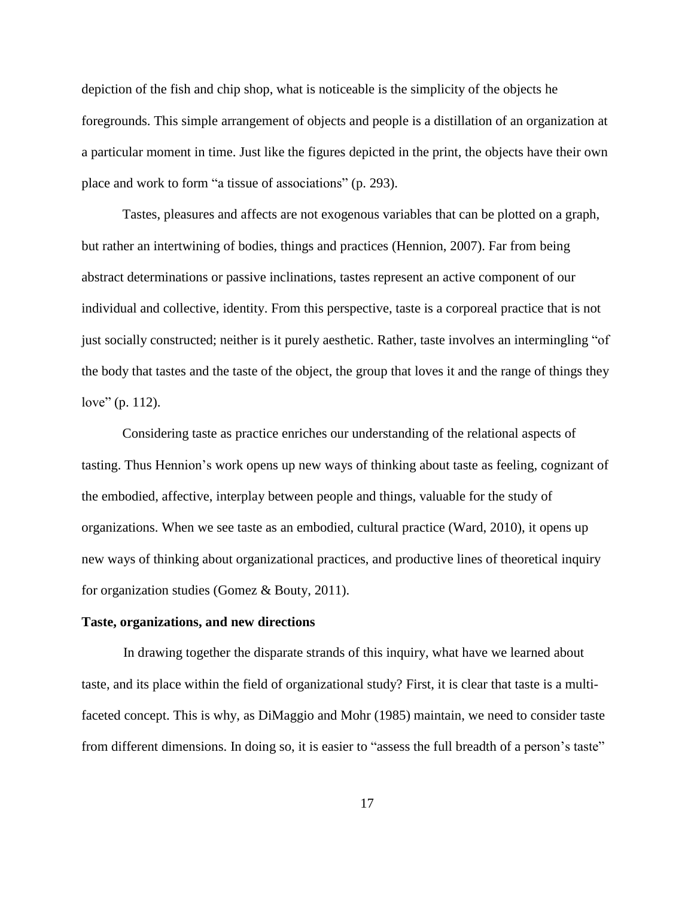depiction of the fish and chip shop, what is noticeable is the simplicity of the objects he foregrounds. This simple arrangement of objects and people is a distillation of an organization at a particular moment in time. Just like the figures depicted in the print, the objects have their own place and work to form "a tissue of associations" (p. 293).

Tastes, pleasures and affects are not exogenous variables that can be plotted on a graph, but rather an intertwining of bodies, things and practices (Hennion, 2007). Far from being abstract determinations or passive inclinations, tastes represent an active component of our individual and collective, identity. From this perspective, taste is a corporeal practice that is not just socially constructed; neither is it purely aesthetic. Rather, taste involves an intermingling "of the body that tastes and the taste of the object, the group that loves it and the range of things they love" (p. 112).

Considering taste as practice enriches our understanding of the relational aspects of tasting. Thus Hennion's work opens up new ways of thinking about taste as feeling, cognizant of the embodied, affective, interplay between people and things, valuable for the study of organizations. When we see taste as an embodied, cultural practice (Ward, 2010), it opens up new ways of thinking about organizational practices, and productive lines of theoretical inquiry for organization studies (Gomez & Bouty, 2011).

**Taste, organizations, and new directions**

In drawing together the disparate strands of this inquiry, what have we learned about taste, and its place within the field of organizational study? First, it is clear that taste is a multi-faceted concept. This is why, as DiMaggio and Mohr (1985) maintain, we need to consider taste from different dimensions. In doing so, it is easier to "assess the full breadth of a person's taste"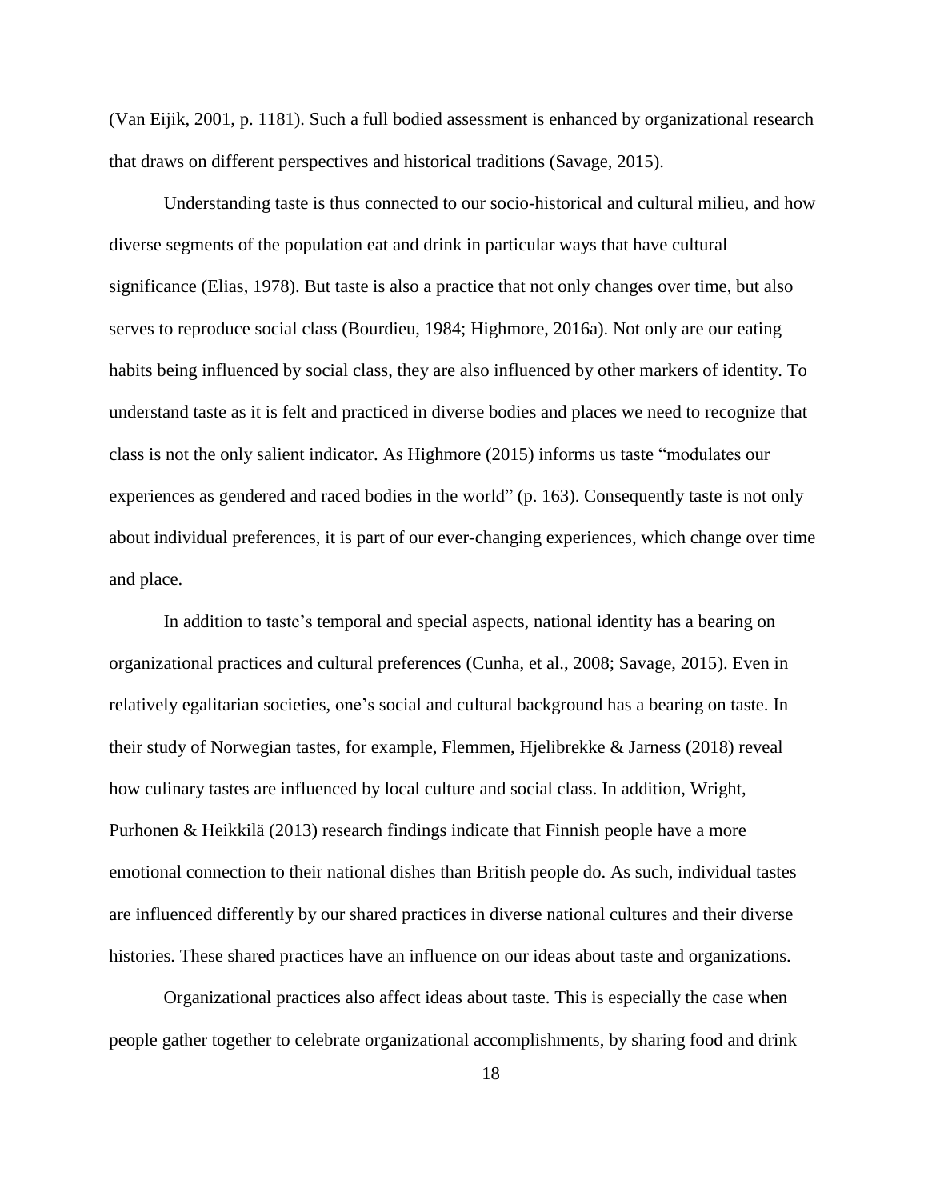(Van Eijik, 2001, p. 1181). Such a full bodied assessment is enhanced by organizational research that draws on different perspectives and historical traditions (Savage, 2015).

Understanding taste is thus connected to our socio-historical and cultural milieu, and how diverse segments of the population eat and drink in particular ways that have cultural significance (Elias, 1978). But taste is also a practice that not only changes over time, but also serves to reproduce social class (Bourdieu, 1984; Highmore, 2016a). Not only are our eating habits being influenced by social class, they are also influenced by other markers of identity. To understand taste as it is felt and practiced in diverse bodies and places we need to recognize that class is not the only salient indicator. As Highmore (2015) informs us taste "modulates our experiences as gendered and raced bodies in the world" (p. 163). Consequently taste is not only about individual preferences, it is part of our ever-changing experiences, which change over time and place.

In addition to taste's temporal and special aspects, national identity has a bearing on organizational practices and cultural preferences (Cunha, et al., 2008; Savage, 2015). Even in relatively egalitarian societies, one's social and cultural background has a bearing on taste. In their study of Norwegian tastes, for example, Flemmen, Hjelibrekke & Jarness (2018) reveal how culinary tastes are influenced by local culture and social class. In addition, Wright, Purhonen & Heikkilä (2013) research findings indicate that Finnish people have a more emotional connection to their national dishes than British people do. As such, individual tastes are influenced differently by our shared practices in diverse national cultures and their diverse histories. These shared practices have an influence on our ideas about taste and organizations.

Organizational practices also affect ideas about taste. This is especially the case when people gather together to celebrate organizational accomplishments, by sharing food and drink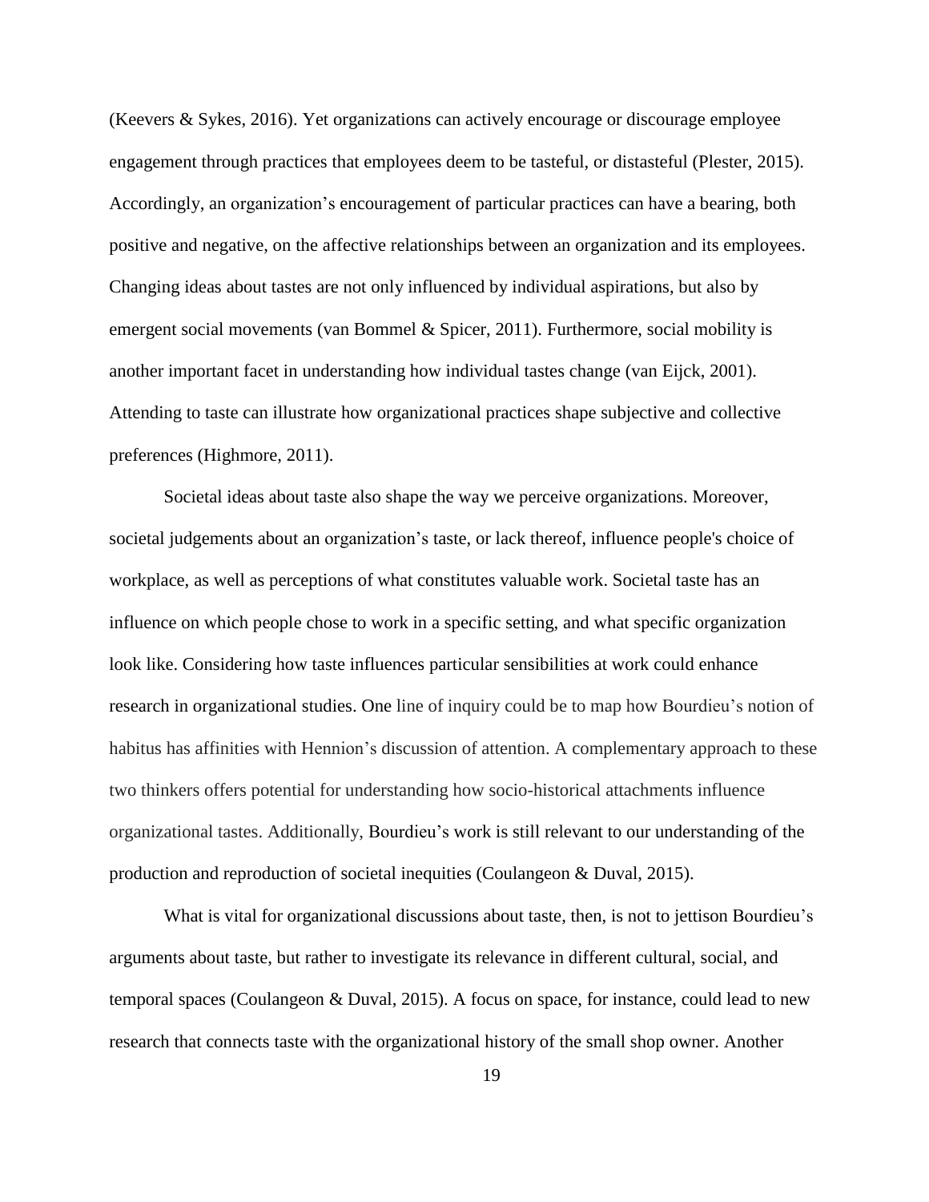(Keevers & Sykes, 2016). Yet organizations can actively encourage or discourage employee engagement through practices that employees deem to be tasteful, or distasteful (Plester, 2015). Accordingly, an organization's encouragement of particular practices can have a bearing, both positive and negative, on the affective relationships between an organization and its employees. Changing ideas about tastes are not only influenced by individual aspirations, but also by emergent social movements (van Bommel & Spicer, 2011). Furthermore, social mobility is another important facet in understanding how individual tastes change (van Eijck, 2001). Attending to taste can illustrate how organizational practices shape subjective and collective preferences (Highmore, 2011).

Societal ideas about taste also shape the way we perceive organizations. Moreover, societal judgements about an organization's taste, or lack thereof, influence people's choice of workplace, as well as perceptions of what constitutes valuable work. Societal taste has an influence on which people chose to work in a specific setting, and what specific organization look like. Considering how taste influences particular sensibilities at work could enhance research in organizational studies. One line of inquiry could be to map how Bourdieu's notion of habitus has affinities with Hennion's discussion of attention. A complementary approach to these two thinkers offers potential for understanding how socio-historical attachments influence organizational tastes. Additionally, Bourdieu's work is still relevant to our understanding of the production and reproduction of societal inequities (Coulangeon & Duval, 2015).

What is vital for organizational discussions about taste, then, is not to jettison Bourdieu's arguments about taste, but rather to investigate its relevance in different cultural, social, and temporal spaces (Coulangeon & Duval, 2015). A focus on space, for instance, could lead to new research that connects taste with the organizational history of the small shop owner. Another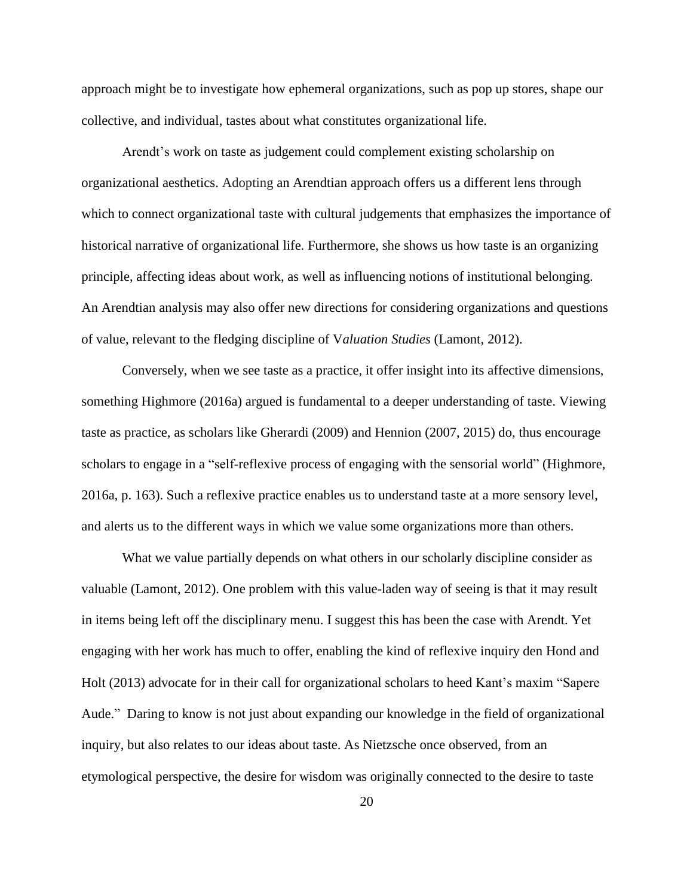approach might be to investigate how ephemeral organizations, such as pop up stores, shape our collective, and individual, tastes about what constitutes organizational life.

Arendt's work on taste as judgement could complement existing scholarship on organizational aesthetics. Adopting an Arendtian approach offers us a different lens through which to connect organizational taste with cultural judgements that emphasizes the importance of historical narrative of organizational life. Furthermore, she shows us how taste is an organizing principle, affecting ideas about work, as well as influencing notions of institutional belonging. An Arendtian analysis may also offer new directions for considering organizations and questions of value, relevant to the fledging discipline of V*aluation Studies* (Lamont, 2012).

Conversely, when we see taste as a practice, it offer insight into its affective dimensions, something Highmore (2016a) argued is fundamental to a deeper understanding of taste. Viewing taste as practice, as scholars like Gherardi (2009) and Hennion (2007, 2015) do, thus encourage scholars to engage in a "self-reflexive process of engaging with the sensorial world" (Highmore, 2016a, p. 163). Such a reflexive practice enables us to understand taste at a more sensory level, and alerts us to the different ways in which we value some organizations more than others.

What we value partially depends on what others in our scholarly discipline consider as valuable (Lamont, 2012). One problem with this value-laden way of seeing is that it may result in items being left off the disciplinary menu. I suggest this has been the case with Arendt. Yet engaging with her work has much to offer, enabling the kind of reflexive inquiry den Hond and Holt (2013) advocate for in their call for organizational scholars to heed Kant's maxim "Sapere Aude." Daring to know is not just about expanding our knowledge in the field of organizational inquiry, but also relates to our ideas about taste. As Nietzsche once observed, from an etymological perspective, the desire for wisdom was originally connected to the desire to taste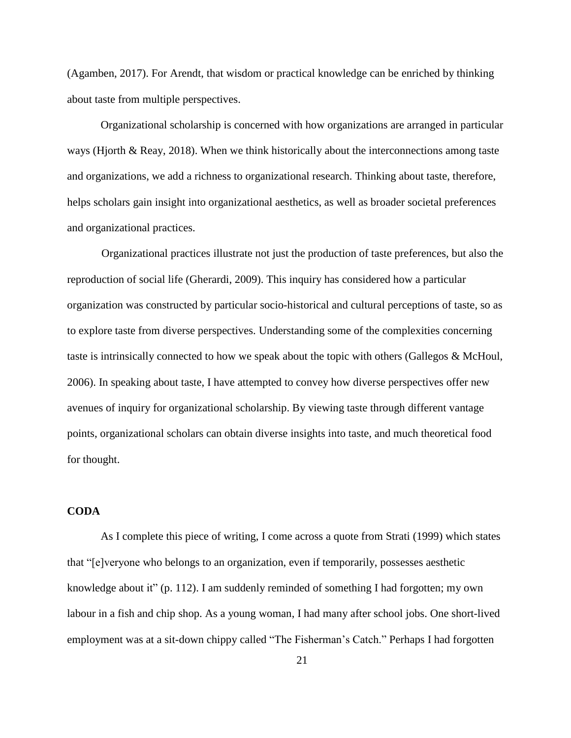(Agamben, 2017). For Arendt, that wisdom or practical knowledge can be enriched by thinking about taste from multiple perspectives.

Organizational scholarship is concerned with how organizations are arranged in particular ways (Hjorth & Reay, 2018). When we think historically about the interconnections among taste and organizations, we add a richness to organizational research. Thinking about taste, therefore, helps scholars gain insight into organizational aesthetics, as well as broader societal preferences and organizational practices.

Organizational practices illustrate not just the production of taste preferences, but also the reproduction of social life (Gherardi, 2009). This inquiry has considered how a particular organization was constructed by particular socio-historical and cultural perceptions of taste, so as to explore taste from diverse perspectives. Understanding some of the complexities concerning taste is intrinsically connected to how we speak about the topic with others (Gallegos & McHoul, 2006). In speaking about taste, I have attempted to convey how diverse perspectives offer new avenues of inquiry for organizational scholarship. By viewing taste through different vantage points, organizational scholars can obtain diverse insights into taste, and much theoretical food for thought.

## CODA

As I complete this piece of writing, I come across a quote from Strati (1999) which states that "[e]veryone who belongs to an organization, even if temporarily, possesses aesthetic knowledge about it" (p. 112). I am suddenly reminded of something I had forgotten; my own labour in a fish and chip shop. As a young woman, I had many after school jobs. One short-lived employment was at a sit-down chippy called "The Fisherman's Catch." Perhaps I had forgotten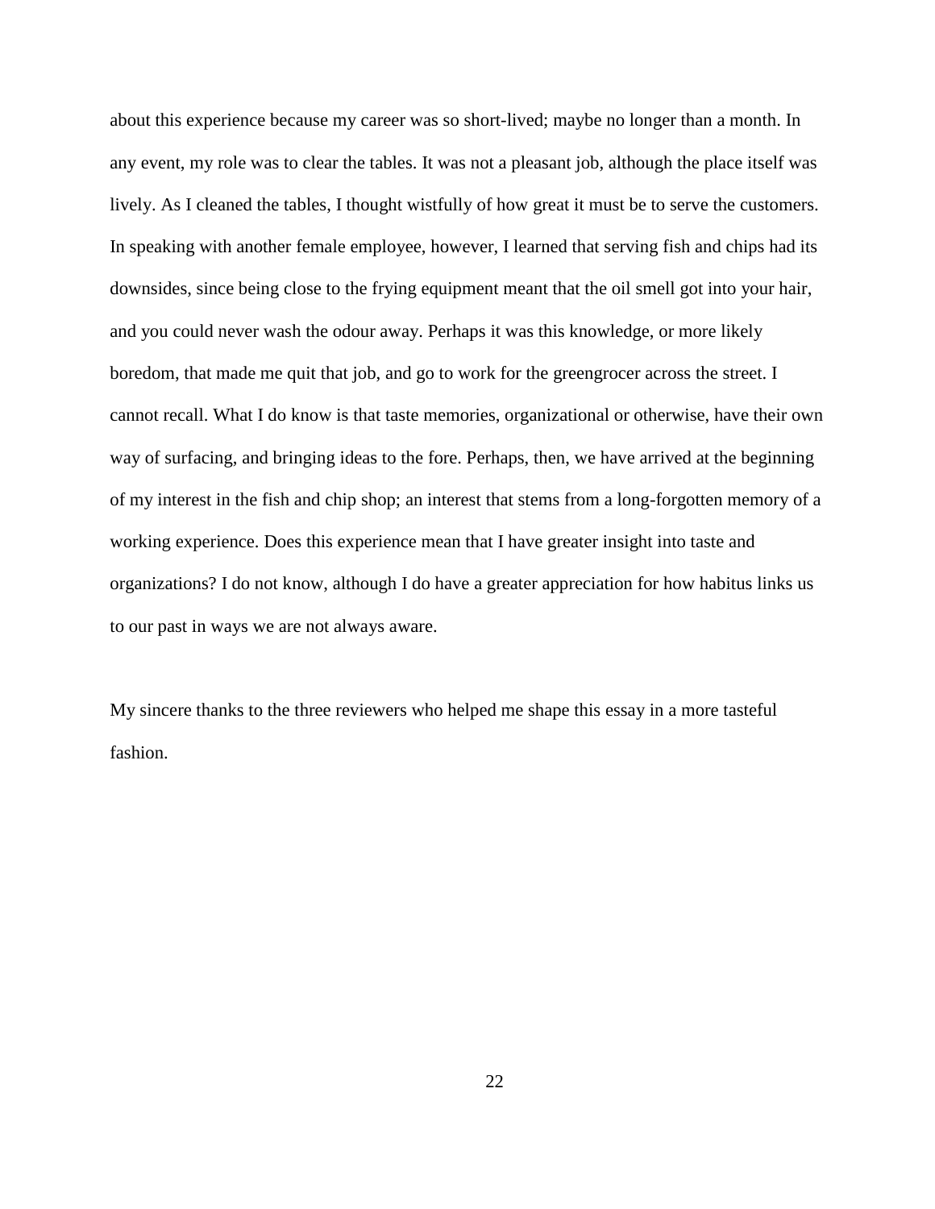about this experience because my career was so short-lived; maybe no longer than a month. In any event, my role was to clear the tables. It was not a pleasant job, although the place itself was lively. As I cleaned the tables, I thought wistfully of how great it must be to serve the customers. In speaking with another female employee, however, I learned that serving fish and chips had its downsides, since being close to the frying equipment meant that the oil smell got into your hair, and you could never wash the odour away. Perhaps it was this knowledge, or more likely boredom, that made me quit that job, and go to work for the greengrocer across the street. I cannot recall. What I do know is that taste memories, organizational or otherwise, have their own way of surfacing, and bringing ideas to the fore. Perhaps, then, we have arrived at the beginning of my interest in the fish and chip shop; an interest that stems from a long-forgotten memory of a working experience. Does this experience mean that I have greater insight into taste and organizations? I do not know, although I do have a greater appreciation for how habitus links us to our past in ways we are not always aware.

My sincere thanks to the three reviewers who helped me shape this essay in a more tasteful fashion.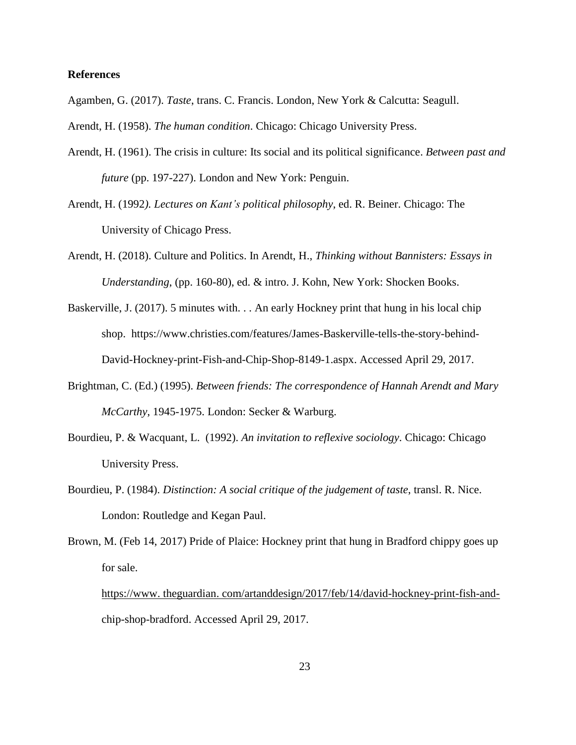**References**

Agamben, G. (2017). *Taste*, trans. C. Francis. London, New York & Calcutta: Seagull.

Arendt, H. (1958). *The human condition*. Chicago: Chicago University Press.

Arendt, H. (1961). The crisis in culture: Its social and its political significance. *Between past and future* (pp. 197-227). London and New York: Penguin.

Arendt, H. (1992*). Lectures on Kant's political philosophy*, ed. R. Beiner. Chicago: The University of Chicago Press.

Arendt, H. (2018). Culture and Politics. In Arendt, H., *Thinking without Bannisters: Essays in Understanding*, (pp. 160-80), ed. & intro. J. Kohn, New York: Shocken Books.

Baskerville, J. (2017). 5 minutes with. . . An early Hockney print that hung in his local chip shop. https://www.christies.com/features/James-Baskerville-tells-the-story-behind-David-Hockney-print-Fish-and-Chip-Shop-8149-1.aspx. Accessed April 29, 2017.

Brightman, C. (Ed.) (1995). *Between friends: The correspondence of Hannah Arendt and Mary McCarthy*, 1945-1975. London: Secker & Warburg.

Bourdieu, P. & Wacquant, L. (1992). *An invitation to reflexive sociology*. Chicago: Chicago University Press.

Bourdieu, P. (1984). *Distinction: A social critique of the judgement of taste*, transl. R. Nice. London: Routledge and Kegan Paul.

Brown, M. (Feb 14, 2017) Pride of Plaice: Hockney print that hung in Bradford chippy goes up for sale. https://www. theguardian. com/artanddesign/2017/feb/14/david-hockney-print-fish-and-chip-shop-bradford. Accessed April 29, 2017.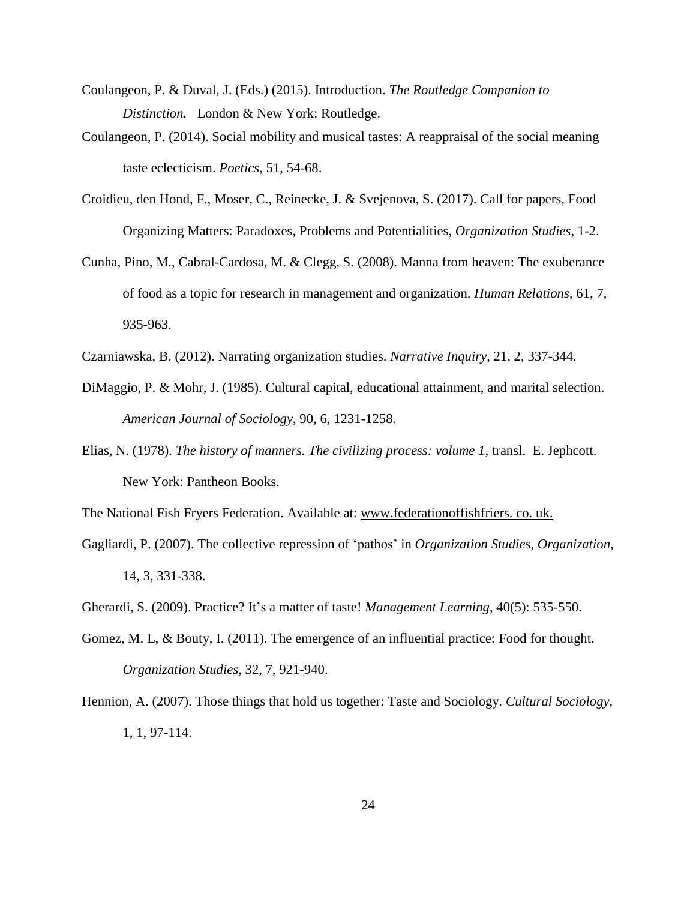Coulangeon, P. & Duval, J. (Eds.) (2015). Introduction. *The Routledge Companion to Distinction.* London & New York: Routledge.

Coulangeon, P. (2014). Social mobility and musical tastes: A reappraisal of the social meaning taste eclecticism. *Poetics*, 51, 54-68.

Croidieu, den Hond, F., Moser, C., Reinecke, J. & Svejenova, S. (2017). Call for papers, Food Organizing Matters: Paradoxes, Problems and Potentialities, *Organization Studies*, 1-2.

Cunha, Pino, M., Cabral-Cardosa, M. & Clegg, S. (2008). Manna from heaven: The exuberance of food as a topic for research in management and organization. *Human Relations*, 61, 7, 935-963.

Czarniawska, B. (2012). Narrating organization studies. *Narrative Inquiry*, 21, 2, 337-344.

DiMaggio, P. & Mohr, J. (1985). Cultural capital, educational attainment, and marital selection. *American Journal of Sociology*, 90, 6, 1231-1258.

Elias, N. (1978). *The history of manners. The civilizing process: volume 1*, transl. E. Jephcott. New York: Pantheon Books.

The National Fish Fryers Federation. Available at: www.federationoffishfriers. co. uk.

Gagliardi, P. (2007). The collective repression of 'pathos' in *Organization Studies*, *Organization*, 14, 3, 331-338.

Gherardi, S. (2009). Practice? It's a matter of taste! *Management Learning*, 40(5): 535-550.

Gomez, M. L, & Bouty, I. (2011). The emergence of an influential practice: Food for thought. *Organization Studies*, 32, 7, 921-940.

Hennion, A. (2007). Those things that hold us together: Taste and Sociology. *Cultural Sociology*, 1, 1, 97-114.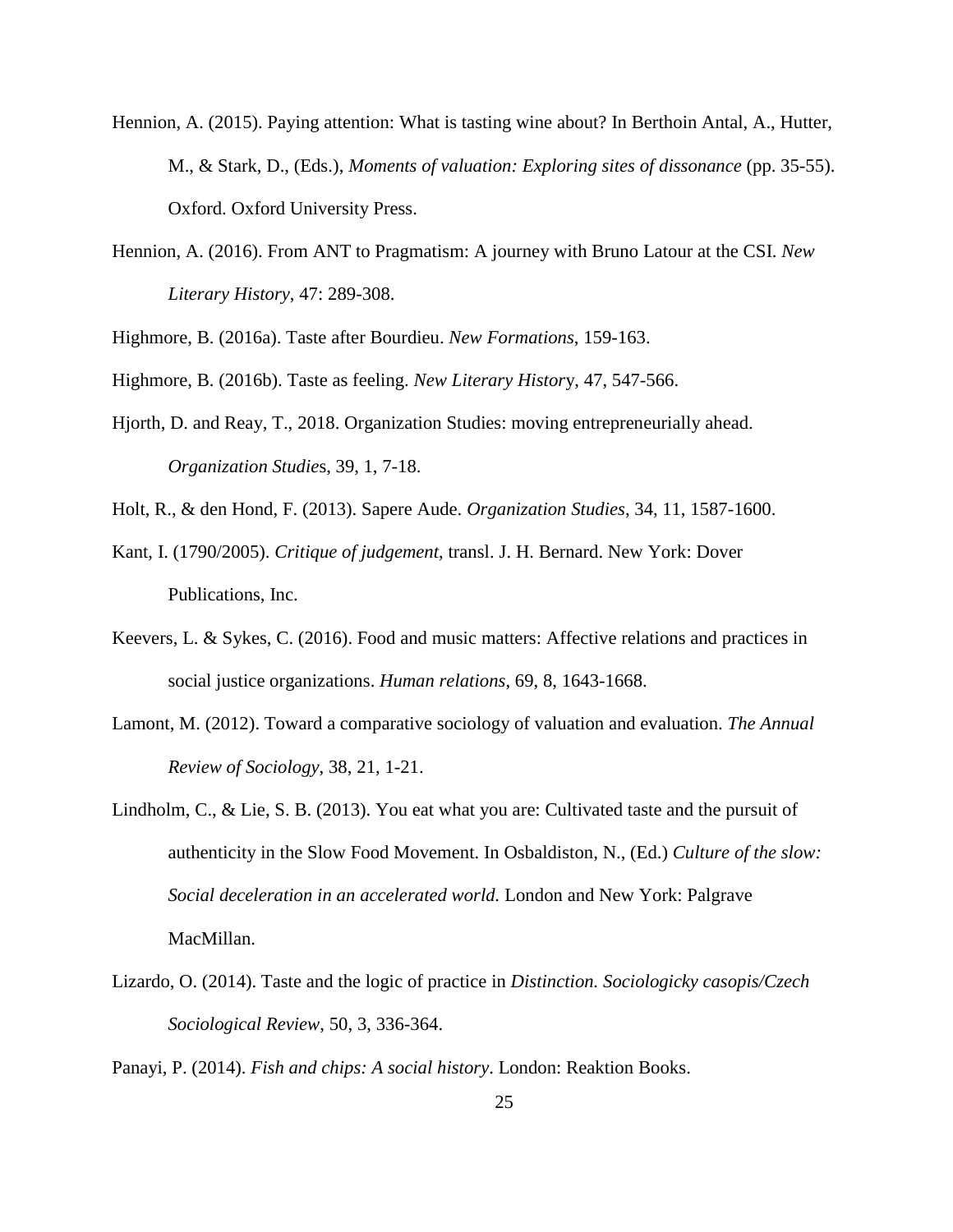Hennion, A. (2015). Paying attention: What is tasting wine about? In Berthoin Antal, A., Hutter, M., & Stark, D., (Eds.), *Moments of valuation: Exploring sites of dissonance* (pp. 35-55). Oxford. Oxford University Press.

Hennion, A. (2016). From ANT to Pragmatism: A journey with Bruno Latour at the CSI. *New Literary History*, 47: 289-308.

Highmore, B. (2016a). Taste after Bourdieu. *New Formations*, 159-163.

Highmore, B. (2016b). Taste as feeling. *New Literary Histor*y, 47, 547-566.

Hjorth, D. and Reay, T., 2018. Organization Studies: moving entrepreneurially ahead. *Organization Studie*s, 39, 1, 7-18.

Holt, R., & den Hond, F. (2013). Sapere Aude. *Organization Studies*, 34, 11, 1587-1600.

Kant, I. (1790/2005). *Critique of judgement*, transl. J. H. Bernard. New York: Dover Publications, Inc.

Keevers, L. & Sykes, C. (2016). Food and music matters: Affective relations and practices in social justice organizations. *Human relations*, 69, 8, 1643-1668.

Lamont, M. (2012). Toward a comparative sociology of valuation and evaluation. *The Annual Review of Sociology*, 38, 21, 1-21.

Lindholm, C., & Lie, S. B. (2013). You eat what you are: Cultivated taste and the pursuit of authenticity in the Slow Food Movement. In Osbaldiston, N., (Ed.) *Culture of the slow: Social deceleration in an accelerated world.* London and New York: Palgrave MacMillan.

Lizardo, O. (2014). Taste and the logic of practice in *Distinction. Sociologicky casopis/Czech Sociological Review*, 50, 3, 336-364.

Panayi, P. (2014). *Fish and chips: A social history*. London: Reaktion Books.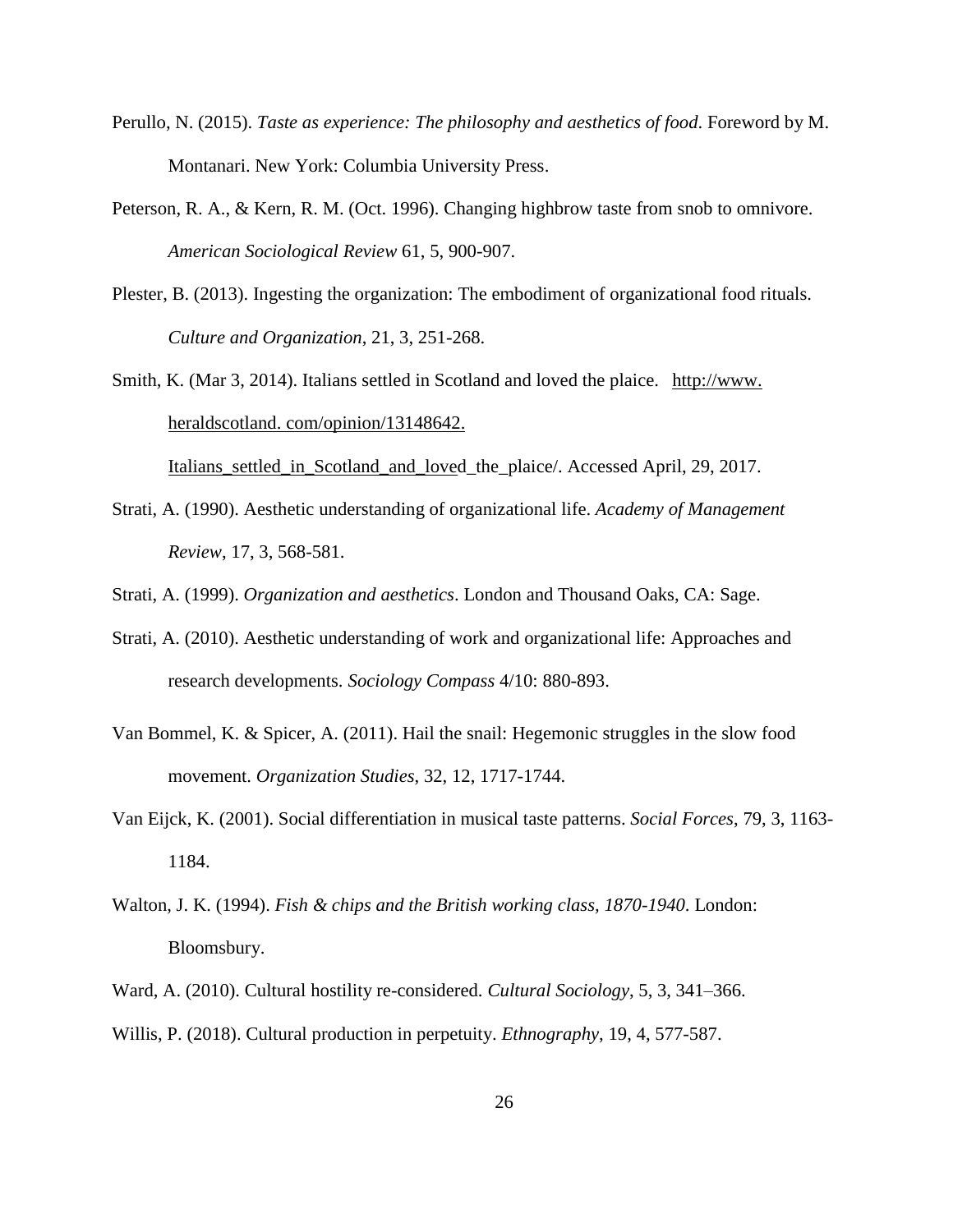Perullo, N. (2015). *Taste as experience: The philosophy and aesthetics of food*. Foreword by M. Montanari. New York: Columbia University Press.

Peterson, R. A., & Kern, R. M. (Oct. 1996). Changing highbrow taste from snob to omnivore. *American Sociological Review* 61, 5, 900-907.

Plester, B. (2013). Ingesting the organization: The embodiment of organizational food rituals. *Culture and Organization*, 21, 3, 251-268.

Smith, K. (Mar 3, 2014). Italians settled in Scotland and loved the plaice. http://www.heraldscotland.com/opinion/13148642.Italians_settled_in_Scotland_and_loved_the_plaice/. Accessed April, 29, 2017.

Strati, A. (1990). Aesthetic understanding of organizational life. *Academy of Management Review*, 17, 3, 568-581.

Strati, A. (1999). *Organization and aesthetics*. London and Thousand Oaks, CA: Sage.

Strati, A. (2010). Aesthetic understanding of work and organizational life: Approaches and research developments. *Sociology Compass* 4/10: 880-893.

Van Bommel, K. & Spicer, A. (2011). Hail the snail: Hegemonic struggles in the slow food movement. *Organization Studies*, 32, 12, 1717-1744.

Van Eijck, K. (2001). Social differentiation in musical taste patterns. *Social Forces*, 79, 3, 1163-1184.

Walton, J. K. (1994). *Fish & chips and the British working class, 1870-1940*. London: Bloomsbury.

Ward, A. (2010). Cultural hostility re-considered. *Cultural Sociology*, 5, 3, 341–366.

Willis, P. (2018). Cultural production in perpetuity. *Ethnography*, 19, 4, 577-587.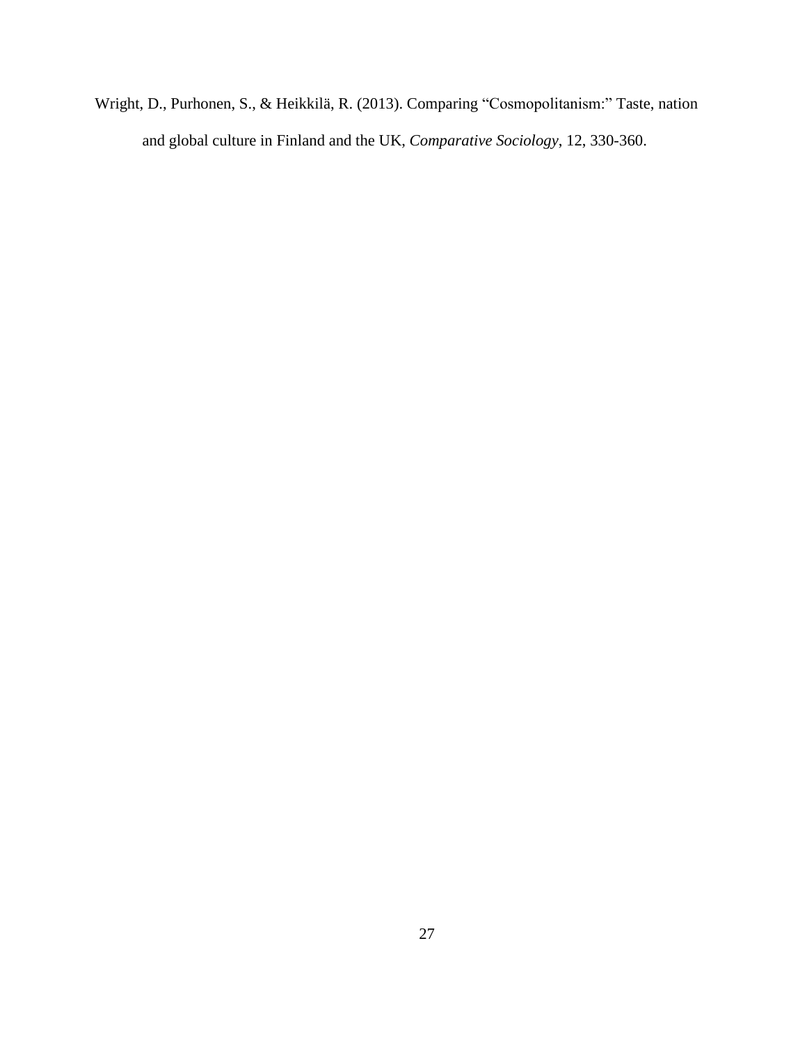Wright, D., Purhonen, S., & Heikkilä, R. (2013). Comparing "Cosmopolitanism:" Taste, nation and global culture in Finland and the UK, *Comparative Sociology*, 12, 330-360.